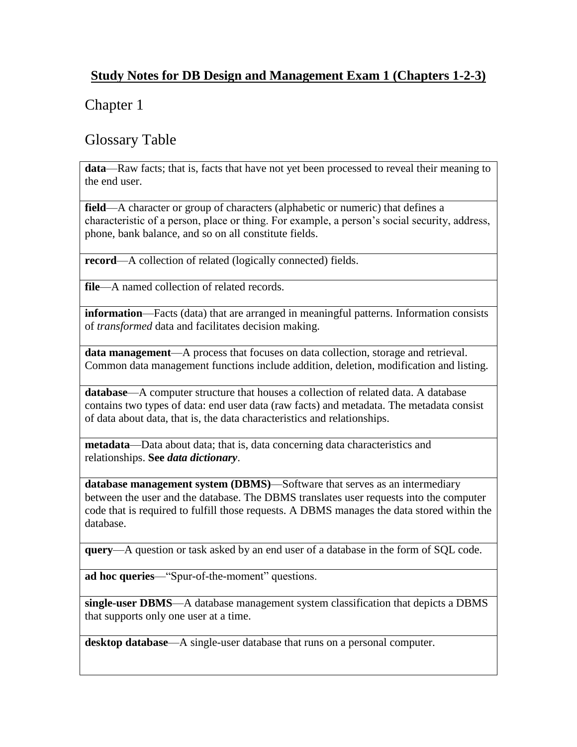# Study Notes for DB Design and Management Exam 1 (Chapters 1-2-3)

## Chapter 1

## Glossary Table

| |
|---|
| **data**—Raw facts; that is, facts that have not yet been processed to reveal their meaning to the end user. |
| **field**—A character or group of characters (alphabetic or numeric) that defines a characteristic of a person, place or thing. For example, a person's social security, address, phone, bank balance, and so on all constitute fields. |
| **record**—A collection of related (logically connected) fields. |
| **file**—A named collection of related records. |
| **information**—Facts (data) that are arranged in meaningful patterns. Information consists of *transformed* data and facilitates decision making. |
| **data management**—A process that focuses on data collection, storage and retrieval. Common data management functions include addition, deletion, modification and listing. |
| **database**—A computer structure that houses a collection of related data. A database contains two types of data: end user data (raw facts) and metadata. The metadata consist of data about data, that is, the data characteristics and relationships. |
| **metadata**—Data about data; that is, data concerning data characteristics and relationships. **See *data dictionary***. |
| **database management system (DBMS)**—Software that serves as an intermediary between the user and the database. The DBMS translates user requests into the computer code that is required to fulfill those requests. A DBMS manages the data stored within the database. |
| **query**—A question or task asked by an end user of a database in the form of SQL code. |
| **ad hoc queries**—"Spur-of-the-moment" questions. |
| **single-user DBMS**—A database management system classification that depicts a DBMS that supports only one user at a time. |
| **desktop database**—A single-user database that runs on a personal computer. |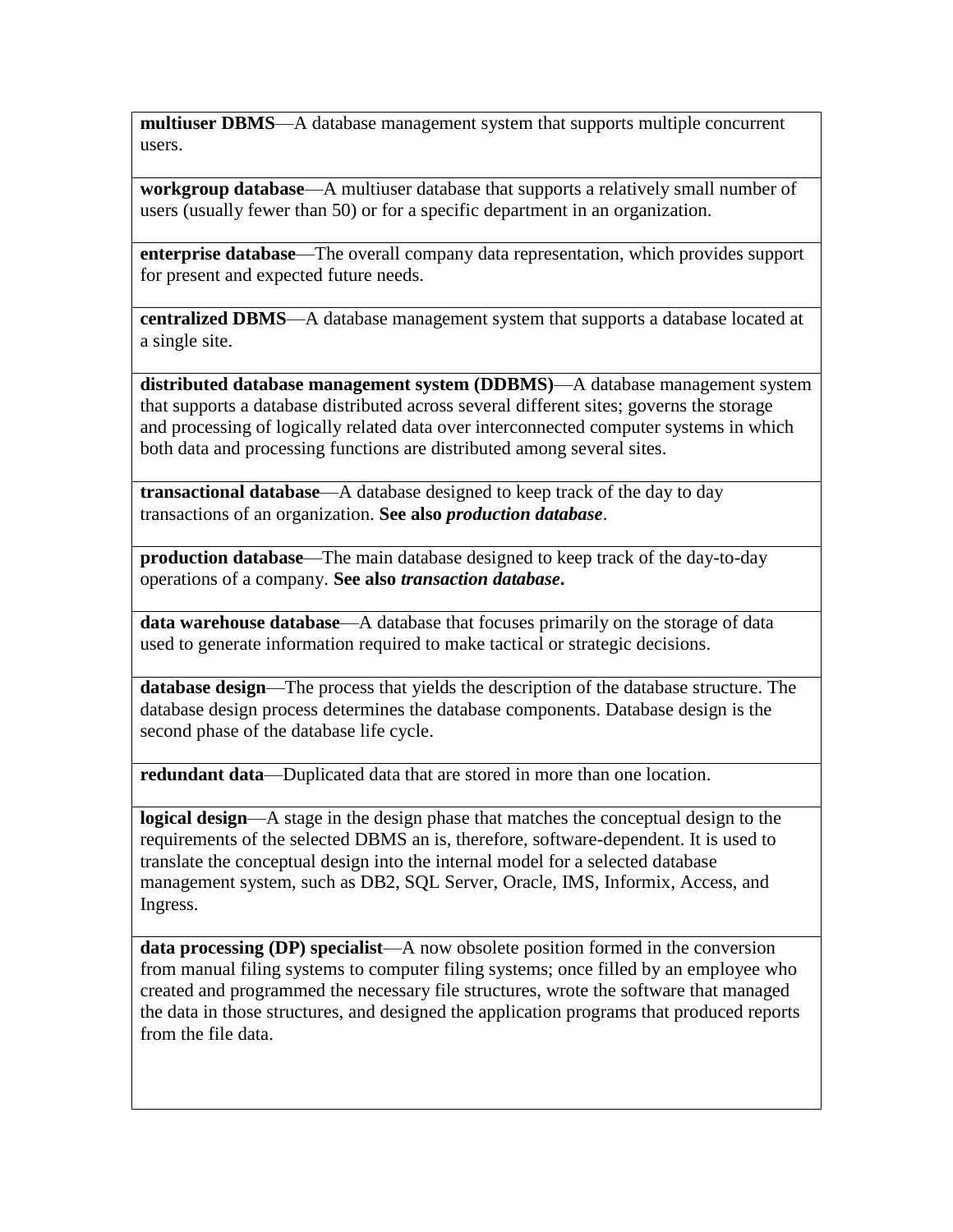**multiuser DBMS**—A database management system that supports multiple concurrent users.

**workgroup database**—A multiuser database that supports a relatively small number of users (usually fewer than 50) or for a specific department in an organization.

**enterprise database**—The overall company data representation, which provides support for present and expected future needs.

**centralized DBMS**—A database management system that supports a database located at a single site.

**distributed database management system (DDBMS)**—A database management system that supports a database distributed across several different sites; governs the storage and processing of logically related data over interconnected computer systems in which both data and processing functions are distributed among several sites.

**transactional database**—A database designed to keep track of the day to day transactions of an organization. **See also *production database***.

**production database**—The main database designed to keep track of the day-to-day operations of a company. **See also *transaction database*.**

**data warehouse database**—A database that focuses primarily on the storage of data used to generate information required to make tactical or strategic decisions.

**database design**—The process that yields the description of the database structure. The database design process determines the database components. Database design is the second phase of the database life cycle.

**redundant data**—Duplicated data that are stored in more than one location.

**logical design**—A stage in the design phase that matches the conceptual design to the requirements of the selected DBMS an is, therefore, software-dependent. It is used to translate the conceptual design into the internal model for a selected database management system, such as DB2, SQL Server, Oracle, IMS, Informix, Access, and Ingress.

**data processing (DP) specialist**—A now obsolete position formed in the conversion from manual filing systems to computer filing systems; once filled by an employee who created and programmed the necessary file structures, wrote the software that managed the data in those structures, and designed the application programs that produced reports from the file data.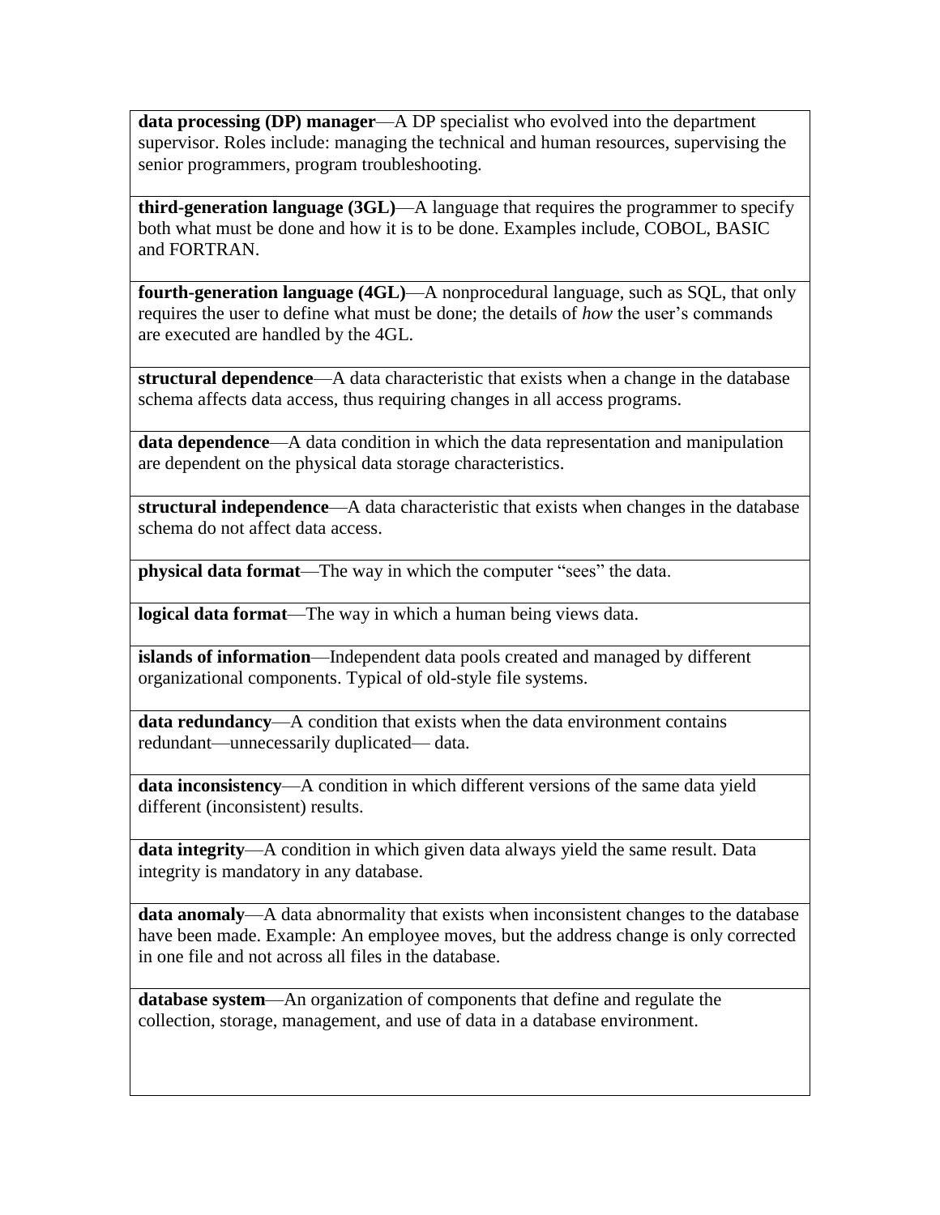**data processing (DP) manager**—A DP specialist who evolved into the department supervisor. Roles include: managing the technical and human resources, supervising the senior programmers, program troubleshooting.

**third-generation language (3GL)**—A language that requires the programmer to specify both what must be done and how it is to be done. Examples include, COBOL, BASIC and FORTRAN.

**fourth-generation language (4GL)**—A nonprocedural language, such as SQL, that only requires the user to define what must be done; the details of *how* the user's commands are executed are handled by the 4GL.

**structural dependence**—A data characteristic that exists when a change in the database schema affects data access, thus requiring changes in all access programs.

**data dependence**—A data condition in which the data representation and manipulation are dependent on the physical data storage characteristics.

**structural independence**—A data characteristic that exists when changes in the database schema do not affect data access.

**physical data format**—The way in which the computer "sees" the data.

**logical data format**—The way in which a human being views data.

**islands of information**—Independent data pools created and managed by different organizational components. Typical of old-style file systems.

**data redundancy**—A condition that exists when the data environment contains redundant—unnecessarily duplicated— data.

**data inconsistency**—A condition in which different versions of the same data yield different (inconsistent) results.

**data integrity**—A condition in which given data always yield the same result. Data integrity is mandatory in any database.

**data anomaly**—A data abnormality that exists when inconsistent changes to the database have been made. Example: An employee moves, but the address change is only corrected in one file and not across all files in the database.

**database system**—An organization of components that define and regulate the collection, storage, management, and use of data in a database environment.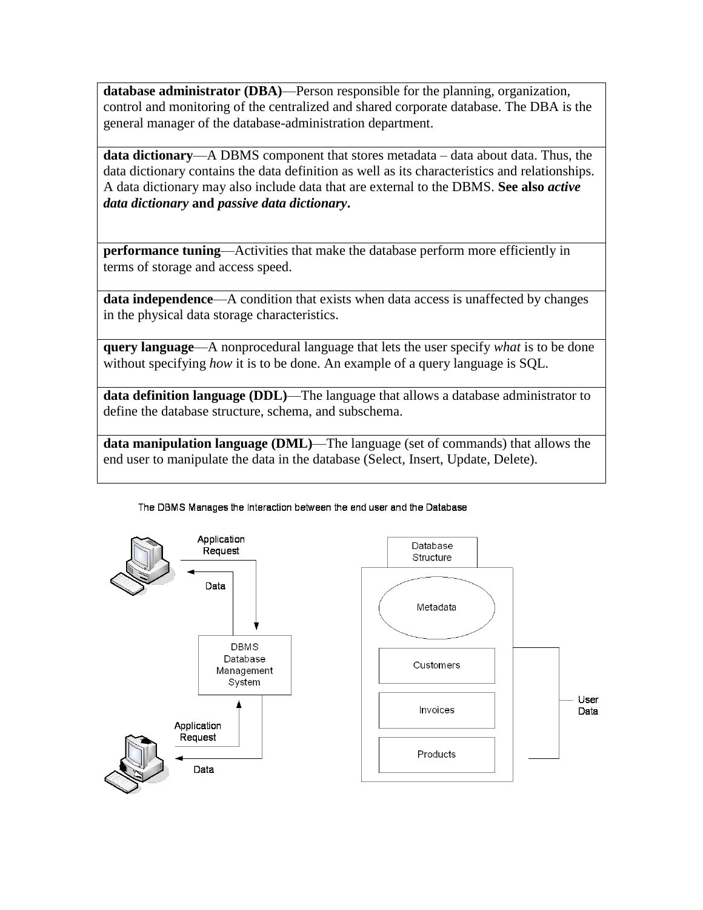| |
|---|
| **database administrator (DBA)**—Person responsible for the planning, organization, control and monitoring of the centralized and shared corporate database. The DBA is the general manager of the database-administration department. |
| **data dictionary**—A DBMS component that stores metadata – data about data. Thus, the data dictionary contains the data definition as well as its characteristics and relationships. A data dictionary may also include data that are external to the DBMS. **See also** ***active data dictionary*** **and** ***passive data dictionary*****.** |
| **performance tuning**—Activities that make the database perform more efficiently in terms of storage and access speed. |
| **data independence**—A condition that exists when data access is unaffected by changes in the physical data storage characteristics. |
| **query language**—A nonprocedural language that lets the user specify *what* is to be done without specifying *how* it is to be done. An example of a query language is SQL. |
| **data definition language (DDL)**—The language that allows a database administrator to define the database structure, schema, and subschema. |
| **data manipulation language (DML)**—The language (set of commands) that allows the end user to manipulate the data in the database (Select, Insert, Update, Delete). |

The DBMS Manages the Interaction between the end user and the Database

Application Request

Data

DBMS Database Management System

Application Request

Data

Database Structure

Metadata

Customers

Invoices

Products

User Data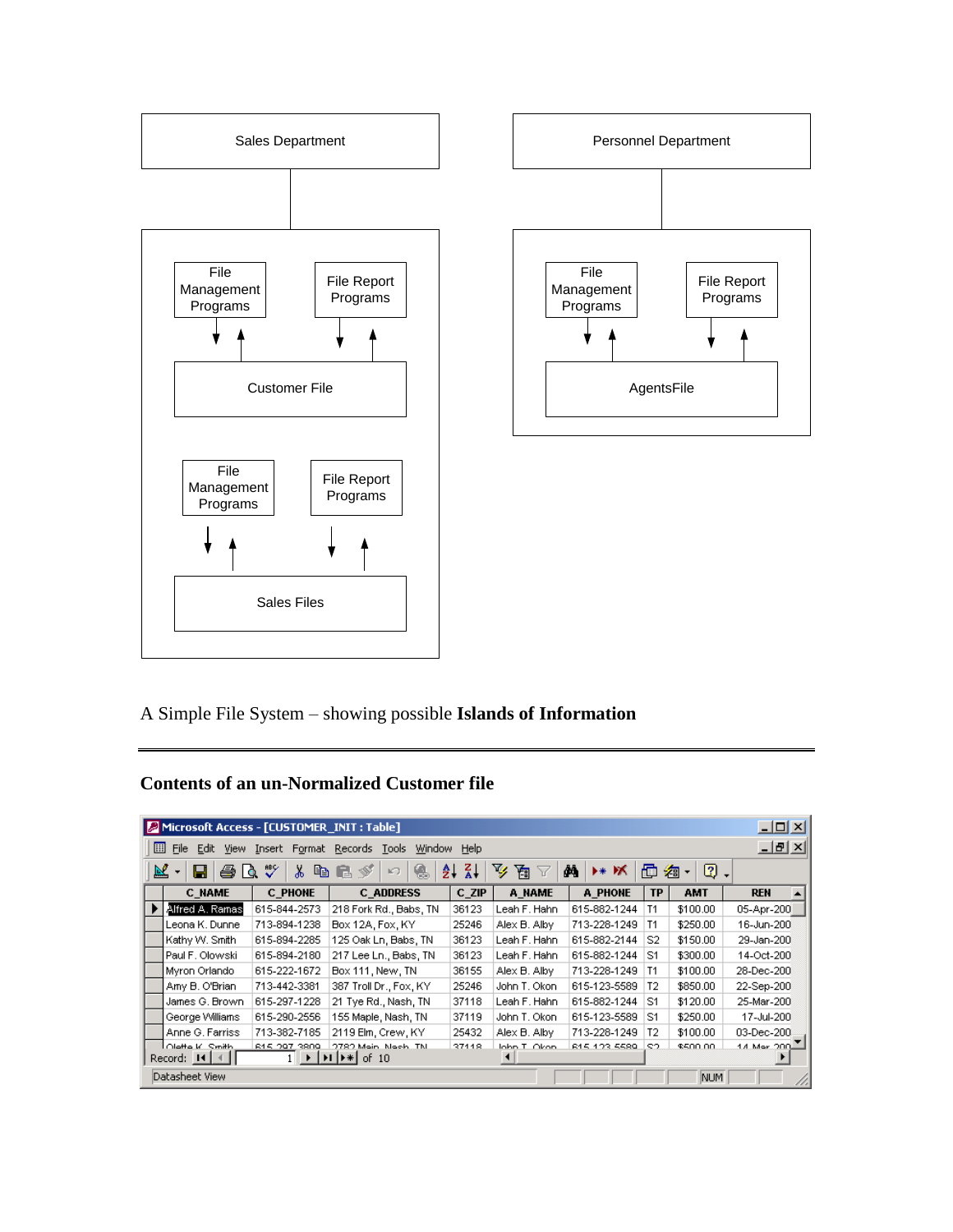Sales Department

File Management Programs

File Report Programs

Customer File

File Management Programs

File Report Programs

Sales Files

Personnel Department

File Management Programs

File Report Programs

AgentsFile

A Simple File System – showing possible **Islands of Information**

---

### Contents of an un-Normalized Customer file

Microsoft Access - [CUSTOMER_INIT : Table]

| C_NAME | C_PHONE | C_ADDRESS | C_ZIP | A_NAME | A_PHONE | TP | AMT | REN |
|---|---|---|---|---|---|---|---|---|
| Alfred A. Ramas | 615-844-2573 | 218 Fork Rd., Babs, TN | 36123 | Leah F. Hahn | 615-882-1244 | T1 | $100.00 | 05-Apr-200 |
| Leona K. Dunne | 713-894-1238 | Box 12A, Fox, KY | 25246 | Alex B. Alby | 713-228-1249 | T1 | $250.00 | 16-Jun-200 |
| Kathy W. Smith | 615-894-2285 | 125 Oak Ln, Babs, TN | 36123 | Leah F. Hahn | 615-882-2144 | S2 | $150.00 | 29-Jan-200 |
| Paul F. Olowski | 615-894-2180 | 217 Lee Ln., Babs, TN | 36123 | Leah F. Hahn | 615-882-1244 | S1 | $300.00 | 14-Oct-200 |
| Myron Orlando | 615-222-1672 | Box 111, New, TN | 36155 | Alex B. Alby | 713-228-1249 | T1 | $100.00 | 28-Dec-200 |
| Amy B. O'Brian | 713-442-3381 | 387 Troll Dr., Fox, KY | 25246 | John T. Okon | 615-123-5589 | T2 | $850.00 | 22-Sep-200 |
| James G. Brown | 615-297-1228 | 21 Tye Rd., Nash, TN | 37118 | Leah F. Hahn | 615-882-1244 | S1 | $120.00 | 25-Mar-200 |
| George Williams | 615-290-2556 | 155 Maple, Nash, TN | 37119 | John T. Okon | 615-123-5589 | S1 | $250.00 | 17-Jul-200 |
| Anne G. Farriss | 713-382-7185 | 2119 Elm, Crew, KY | 25432 | Alex B. Alby | 713-228-1249 | T2 | $100.00 | 03-Dec-200 |
| Olette K. Smith | 615-297-3809 | 2782 Main, Nash, TN | 37118 | John T. Okon | 615-123-5589 | S2 | $500.00 | 14-Mar-200 |

Record: 1 of 10

Datasheet View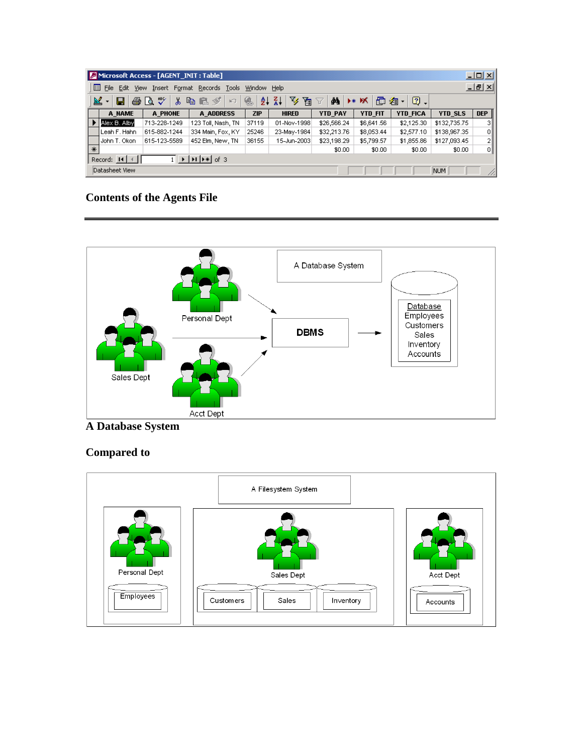| A_NAME | A_PHONE | A_ADDRESS | ZIP | HIRED | YTD_PAY | YTD_FIT | YTD_FICA | YTD_SLS | DEP |
|---|---|---|---|---|---|---|---|---|---|
| Alex B. Alby | 713-228-1249 | 123 Toll, Nash, TN | 37119 | 01-Nov-1998 | $26,566.24 | $6,641.56 | $2,125.30 | $132,735.75 | 3 |
| Leah F. Hahn | 615-882-1244 | 334 Main, Fox, KY | 25246 | 23-May-1984 | $32,213.76 | $8,053.44 | $2,577.10 | $138,967.35 | 0 |
| John T. Okon | 615-123-5589 | 452 Elm, New, TN | 36155 | 15-Jun-2003 | $23,198.29 | $5,799.57 | $1,855.86 | $127,093.45 | 2 |
| | | | | | $0.00 | $0.00 | $0.00 | $0.00 | 0 |

Record: 1 of 3

Datasheet View

**Contents of the Agents File**

---

A Database System

Personal Dept

Sales Dept

Acct Dept

DBMS

Database
Employees
Customers
Sales
Inventory
Accounts

**A Database System**

**Compared to**

A Filesystem System

Personal Dept

Employees

Sales Dept

Customers

Sales

Inventory

Acct Dept

Accounts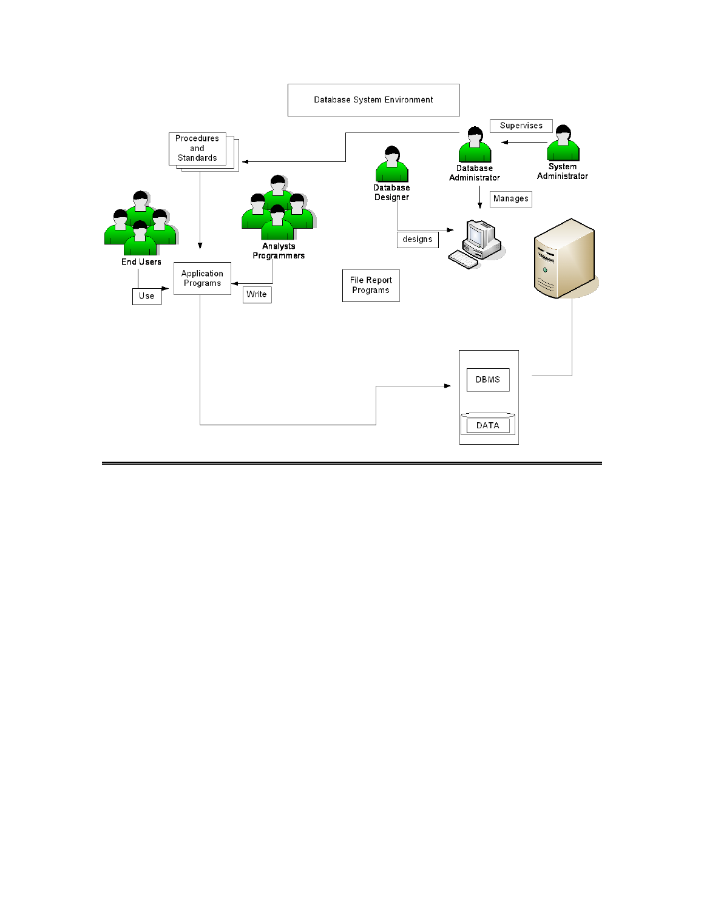Database System Environment

Supervises

Procedures and Standards

Database Administrator

System Administrator

Database Designer

Manages

End Users

Analysts Programmers

designs

Application Programs

Use

Write

File Report Programs

DBMS

DATA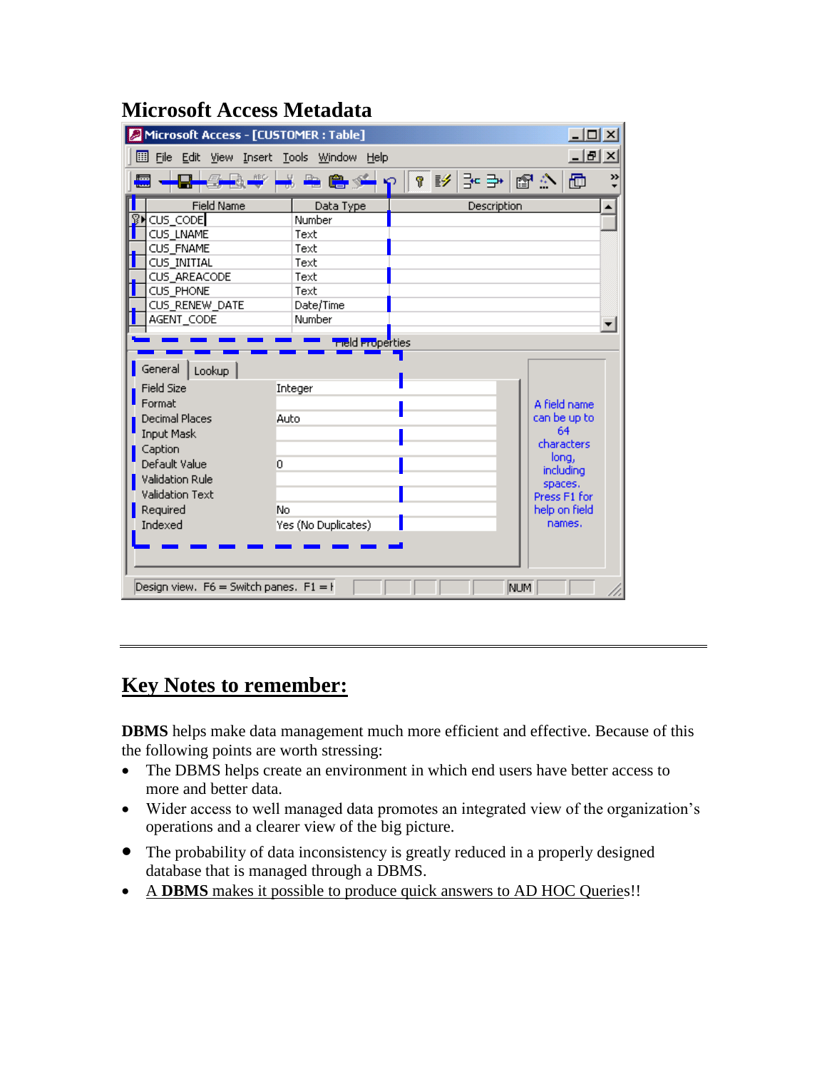## Microsoft Access Metadata

Microsoft Access - [CUSTOMER : Table]

File Edit View Insert Tools Window Help

| Field Name | Data Type | Description |
|---|---|---|
| CUS_CODE | Number | |
| CUS_LNAME | Text | |
| CUS_FNAME | Text | |
| CUS_INITIAL | Text | |
| CUS_AREACODE | Text | |
| CUS_PHONE | Text | |
| CUS_RENEW_DATE | Date/Time | |
| AGENT_CODE | Number | |

Field Properties

General | Lookup

| | |
|---|---|
| Field Size | Integer |
| Format | |
| Decimal Places | Auto |
| Input Mask | |
| Caption | |
| Default Value | 0 |
| Validation Rule | |
| Validation Text | |
| Required | No |
| Indexed | Yes (No Duplicates) |

A field name can be up to 64 characters long, including spaces. Press F1 for help on field names.

Design view. F6 = Switch panes. F1 = H NUM

---

## Key Notes to remember:

**DBMS** helps make data management much more efficient and effective. Because of this the following points are worth stressing:

- The DBMS helps create an environment in which end users have better access to more and better data.
- Wider access to well managed data promotes an integrated view of the organization's operations and a clearer view of the big picture.
- The probability of data inconsistency is greatly reduced in a properly designed database that is managed through a DBMS.
- A **DBMS** makes it possible to produce quick answers to AD HOC Queries!!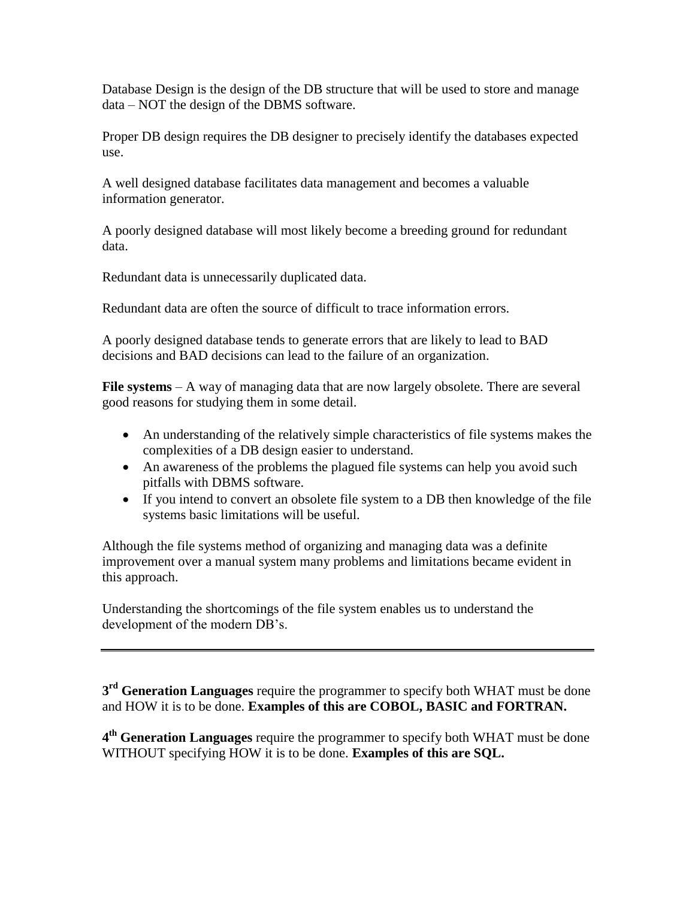Database Design is the design of the DB structure that will be used to store and manage data – NOT the design of the DBMS software.

Proper DB design requires the DB designer to precisely identify the databases expected use.

A well designed database facilitates data management and becomes a valuable information generator.

A poorly designed database will most likely become a breeding ground for redundant data.

Redundant data is unnecessarily duplicated data.

Redundant data are often the source of difficult to trace information errors.

A poorly designed database tends to generate errors that are likely to lead to BAD decisions and BAD decisions can lead to the failure of an organization.

**File systems** – A way of managing data that are now largely obsolete. There are several good reasons for studying them in some detail.

- An understanding of the relatively simple characteristics of file systems makes the complexities of a DB design easier to understand.
- An awareness of the problems the plagued file systems can help you avoid such pitfalls with DBMS software.
- If you intend to convert an obsolete file system to a DB then knowledge of the file systems basic limitations will be useful.

Although the file systems method of organizing and managing data was a definite improvement over a manual system many problems and limitations became evident in this approach.

Understanding the shortcomings of the file system enables us to understand the development of the modern DB's.

---

**3rd Generation Languages** require the programmer to specify both WHAT must be done and HOW it is to be done. **Examples of this are COBOL, BASIC and FORTRAN.**

**4th Generation Languages** require the programmer to specify both WHAT must be done WITHOUT specifying HOW it is to be done. **Examples of this are SQL.**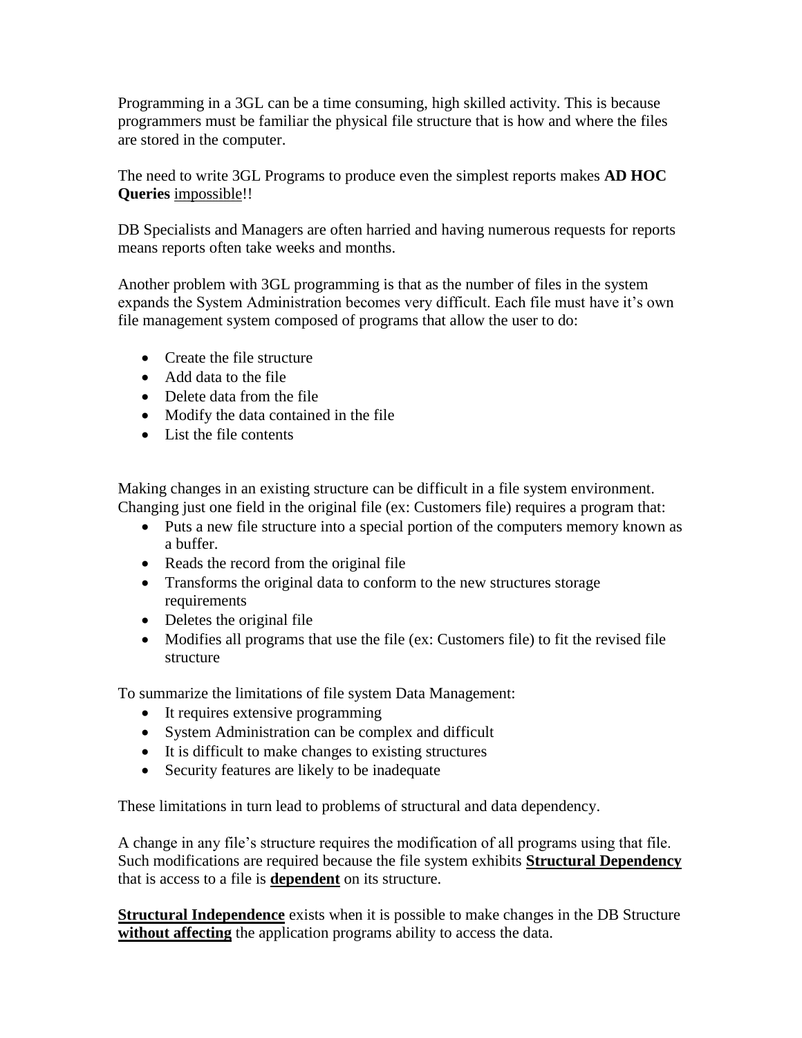Programming in a 3GL can be a time consuming, high skilled activity. This is because programmers must be familiar the physical file structure that is how and where the files are stored in the computer.

The need to write 3GL Programs to produce even the simplest reports makes **AD HOC Queries** <u>impossible</u>!!

DB Specialists and Managers are often harried and having numerous requests for reports means reports often take weeks and months.

Another problem with 3GL programming is that as the number of files in the system expands the System Administration becomes very difficult. Each file must have it's own file management system composed of programs that allow the user to do:

- Create the file structure
- Add data to the file
- Delete data from the file
- Modify the data contained in the file
- List the file contents

Making changes in an existing structure can be difficult in a file system environment. Changing just one field in the original file (ex: Customers file) requires a program that:

- Puts a new file structure into a special portion of the computers memory known as a buffer.
- Reads the record from the original file
- Transforms the original data to conform to the new structures storage requirements
- Deletes the original file
- Modifies all programs that use the file (ex: Customers file) to fit the revised file structure

To summarize the limitations of file system Data Management:

- It requires extensive programming
- System Administration can be complex and difficult
- It is difficult to make changes to existing structures
- Security features are likely to be inadequate

These limitations in turn lead to problems of structural and data dependency.

A change in any file's structure requires the modification of all programs using that file. Such modifications are required because the file system exhibits <u>**Structural Dependency**</u> that is access to a file is <u>**dependent**</u> on its structure.

<u>**Structural Independence**</u> exists when it is possible to make changes in the DB Structure <u>**without affecting**</u> the application programs ability to access the data.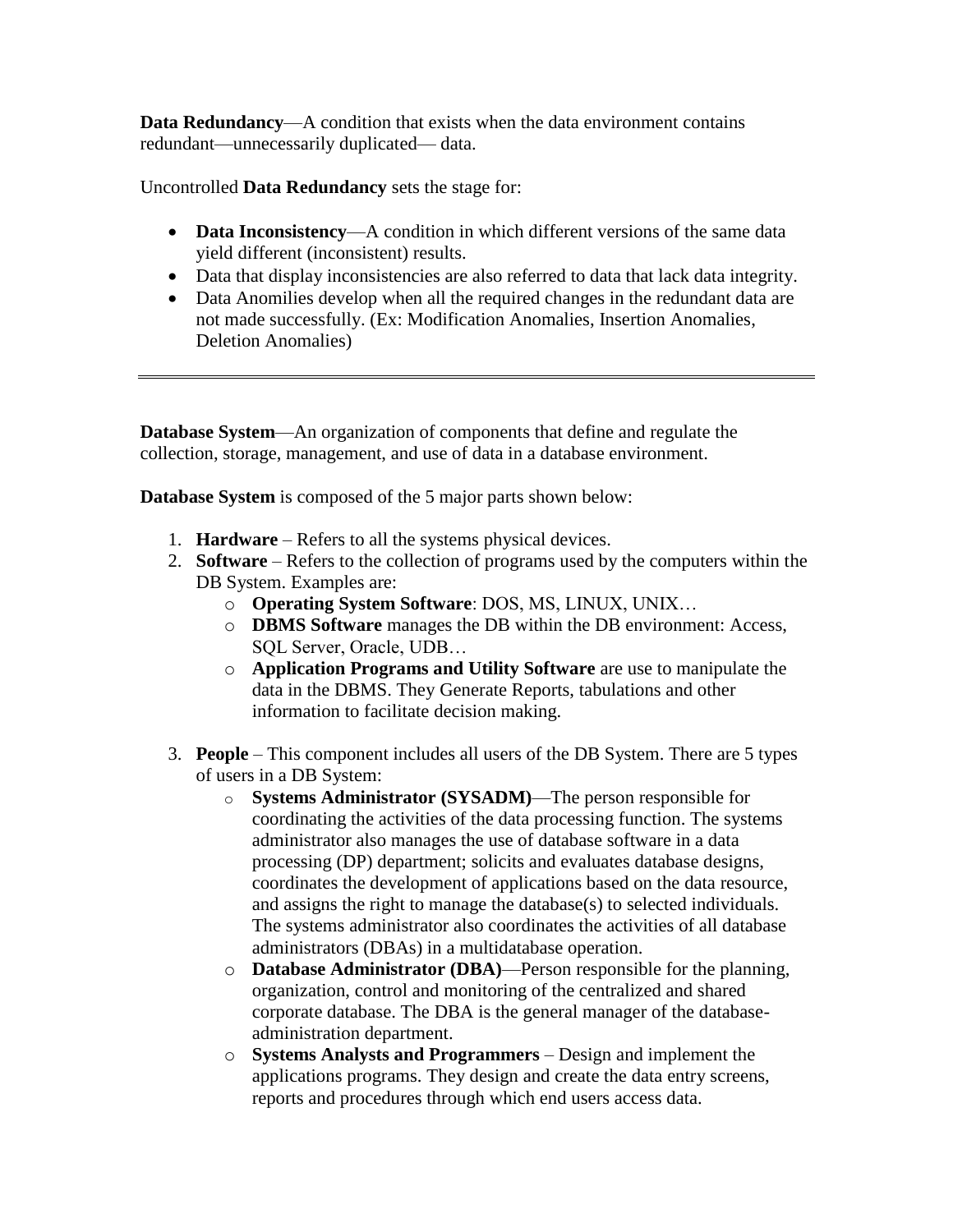**Data Redundancy**—A condition that exists when the data environment contains redundant—unnecessarily duplicated— data.

Uncontrolled **Data Redundancy** sets the stage for:

- **Data Inconsistency**—A condition in which different versions of the same data yield different (inconsistent) results.
- Data that display inconsistencies are also referred to data that lack data integrity.
- Data Anomilies develop when all the required changes in the redundant data are not made successfully. (Ex: Modification Anomalies, Insertion Anomalies, Deletion Anomalies)

---

**Database System**—An organization of components that define and regulate the collection, storage, management, and use of data in a database environment.

**Database System** is composed of the 5 major parts shown below:

1. **Hardware** – Refers to all the systems physical devices.
2. **Software** – Refers to the collection of programs used by the computers within the DB System. Examples are:
   - **Operating System Software**: DOS, MS, LINUX, UNIX…
   - **DBMS Software** manages the DB within the DB environment: Access, SQL Server, Oracle, UDB…
   - **Application Programs and Utility Software** are use to manipulate the data in the DBMS. They Generate Reports, tabulations and other information to facilitate decision making.
3. **People** – This component includes all users of the DB System. There are 5 types of users in a DB System:
   - **Systems Administrator (SYSADM)**—The person responsible for coordinating the activities of the data processing function. The systems administrator also manages the use of database software in a data processing (DP) department; solicits and evaluates database designs, coordinates the development of applications based on the data resource, and assigns the right to manage the database(s) to selected individuals. The systems administrator also coordinates the activities of all database administrators (DBAs) in a multidatabase operation.
   - **Database Administrator (DBA)**—Person responsible for the planning, organization, control and monitoring of the centralized and shared corporate database. The DBA is the general manager of the database-administration department.
   - **Systems Analysts and Programmers** – Design and implement the applications programs. They design and create the data entry screens, reports and procedures through which end users access data.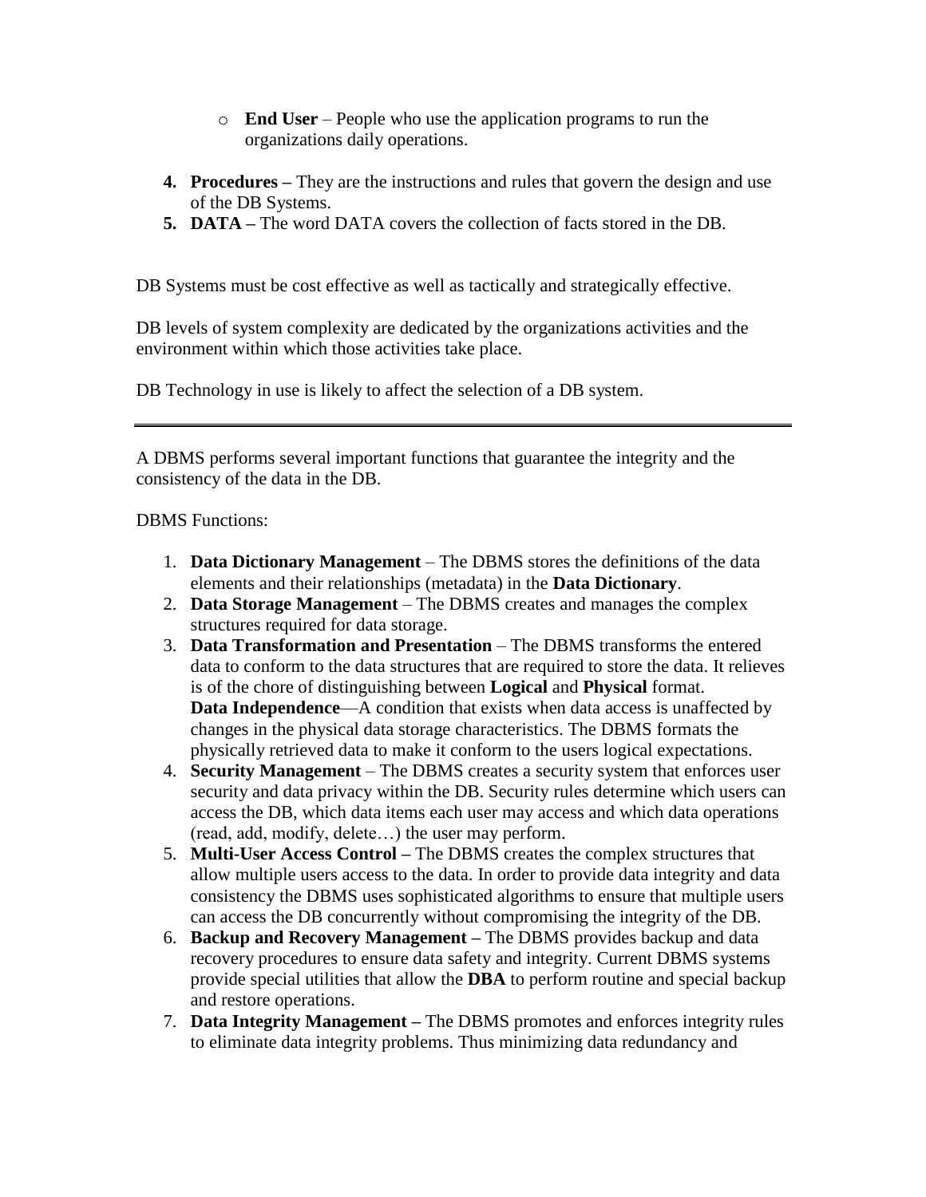- **End User** – People who use the application programs to run the organizations daily operations.

4. **Procedures –** They are the instructions and rules that govern the design and use of the DB Systems.
5. **DATA –** The word DATA covers the collection of facts stored in the DB.

DB Systems must be cost effective as well as tactically and strategically effective.

DB levels of system complexity are dedicated by the organizations activities and the environment within which those activities take place.

DB Technology in use is likely to affect the selection of a DB system.

---

A DBMS performs several important functions that guarantee the integrity and the consistency of the data in the DB.

DBMS Functions:

1. **Data Dictionary Management** – The DBMS stores the definitions of the data elements and their relationships (metadata) in the **Data Dictionary**.
2. **Data Storage Management** – The DBMS creates and manages the complex structures required for data storage.
3. **Data Transformation and Presentation** – The DBMS transforms the entered data to conform to the data structures that are required to store the data. It relieves is of the chore of distinguishing between **Logical** and **Physical** format.
   **Data Independence**—A condition that exists when data access is unaffected by changes in the physical data storage characteristics. The DBMS formats the physically retrieved data to make it conform to the users logical expectations.
4. **Security Management** – The DBMS creates a security system that enforces user security and data privacy within the DB. Security rules determine which users can access the DB, which data items each user may access and which data operations (read, add, modify, delete…) the user may perform.
5. **Multi-User Access Control –** The DBMS creates the complex structures that allow multiple users access to the data. In order to provide data integrity and data consistency the DBMS uses sophisticated algorithms to ensure that multiple users can access the DB concurrently without compromising the integrity of the DB.
6. **Backup and Recovery Management –** The DBMS provides backup and data recovery procedures to ensure data safety and integrity. Current DBMS systems provide special utilities that allow the **DBA** to perform routine and special backup and restore operations.
7. **Data Integrity Management –** The DBMS promotes and enforces integrity rules to eliminate data integrity problems. Thus minimizing data redundancy and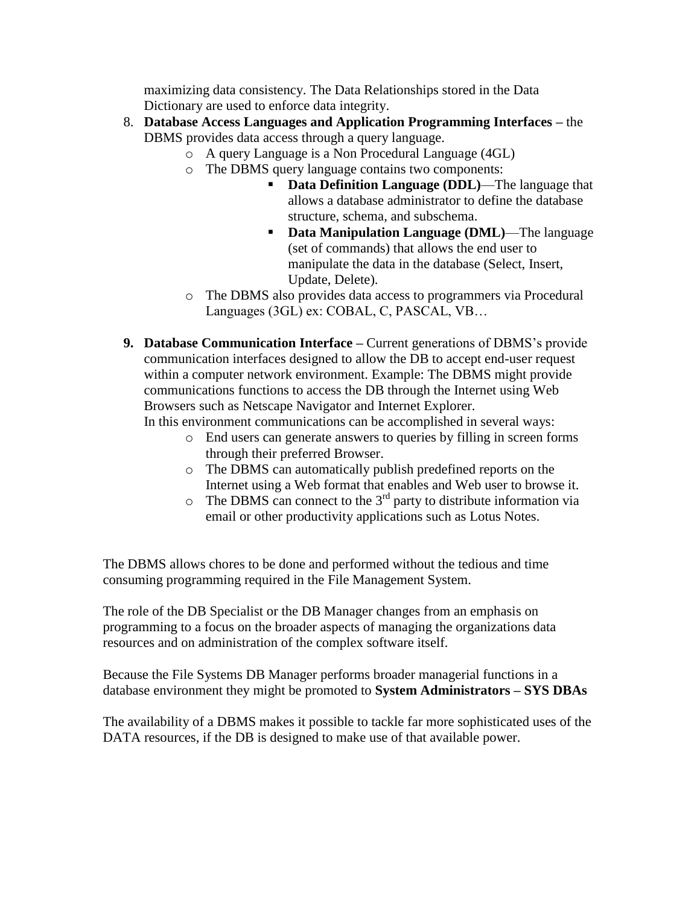maximizing data consistency. The Data Relationships stored in the Data Dictionary are used to enforce data integrity.

8. **Database Access Languages and Application Programming Interfaces –** the DBMS provides data access through a query language.
   - A query Language is a Non Procedural Language (4GL)
   - The DBMS query language contains two components:
     - **Data Definition Language (DDL)**—The language that allows a database administrator to define the database structure, schema, and subschema.
     - **Data Manipulation Language (DML)**—The language (set of commands) that allows the end user to manipulate the data in the database (Select, Insert, Update, Delete).
   - The DBMS also provides data access to programmers via Procedural Languages (3GL) ex: COBAL, C, PASCAL, VB…

9. **Database Communication Interface –** Current generations of DBMS's provide communication interfaces designed to allow the DB to accept end-user request within a computer network environment. Example: The DBMS might provide communications functions to access the DB through the Internet using Web Browsers such as Netscape Navigator and Internet Explorer.
   In this environment communications can be accomplished in several ways:
   - End users can generate answers to queries by filling in screen forms through their preferred Browser.
   - The DBMS can automatically publish predefined reports on the Internet using a Web format that enables and Web user to browse it.
   - The DBMS can connect to the 3rd party to distribute information via email or other productivity applications such as Lotus Notes.

The DBMS allows chores to be done and performed without the tedious and time consuming programming required in the File Management System.

The role of the DB Specialist or the DB Manager changes from an emphasis on programming to a focus on the broader aspects of managing the organizations data resources and on administration of the complex software itself.

Because the File Systems DB Manager performs broader managerial functions in a database environment they might be promoted to **System Administrators – SYS DBAs**

The availability of a DBMS makes it possible to tackle far more sophisticated uses of the DATA resources, if the DB is designed to make use of that available power.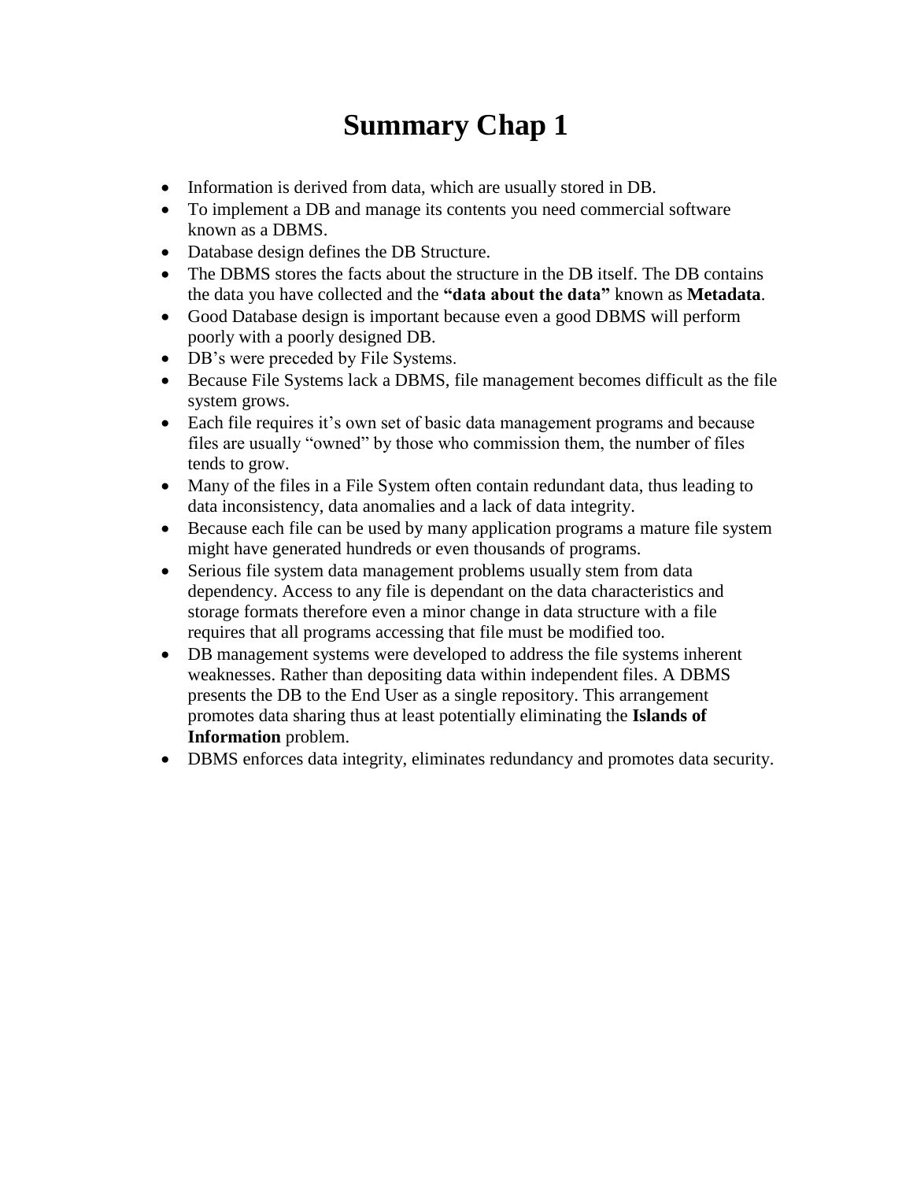# Summary Chap 1

- Information is derived from data, which are usually stored in DB.
- To implement a DB and manage its contents you need commercial software known as a DBMS.
- Database design defines the DB Structure.
- The DBMS stores the facts about the structure in the DB itself. The DB contains the data you have collected and the **"data about the data"** known as **Metadata**.
- Good Database design is important because even a good DBMS will perform poorly with a poorly designed DB.
- DB's were preceded by File Systems.
- Because File Systems lack a DBMS, file management becomes difficult as the file system grows.
- Each file requires it's own set of basic data management programs and because files are usually "owned" by those who commission them, the number of files tends to grow.
- Many of the files in a File System often contain redundant data, thus leading to data inconsistency, data anomalies and a lack of data integrity.
- Because each file can be used by many application programs a mature file system might have generated hundreds or even thousands of programs.
- Serious file system data management problems usually stem from data dependency. Access to any file is dependant on the data characteristics and storage formats therefore even a minor change in data structure with a file requires that all programs accessing that file must be modified too.
- DB management systems were developed to address the file systems inherent weaknesses. Rather than depositing data within independent files. A DBMS presents the DB to the End User as a single repository. This arrangement promotes data sharing thus at least potentially eliminating the **Islands of Information** problem.
- DBMS enforces data integrity, eliminates redundancy and promotes data security.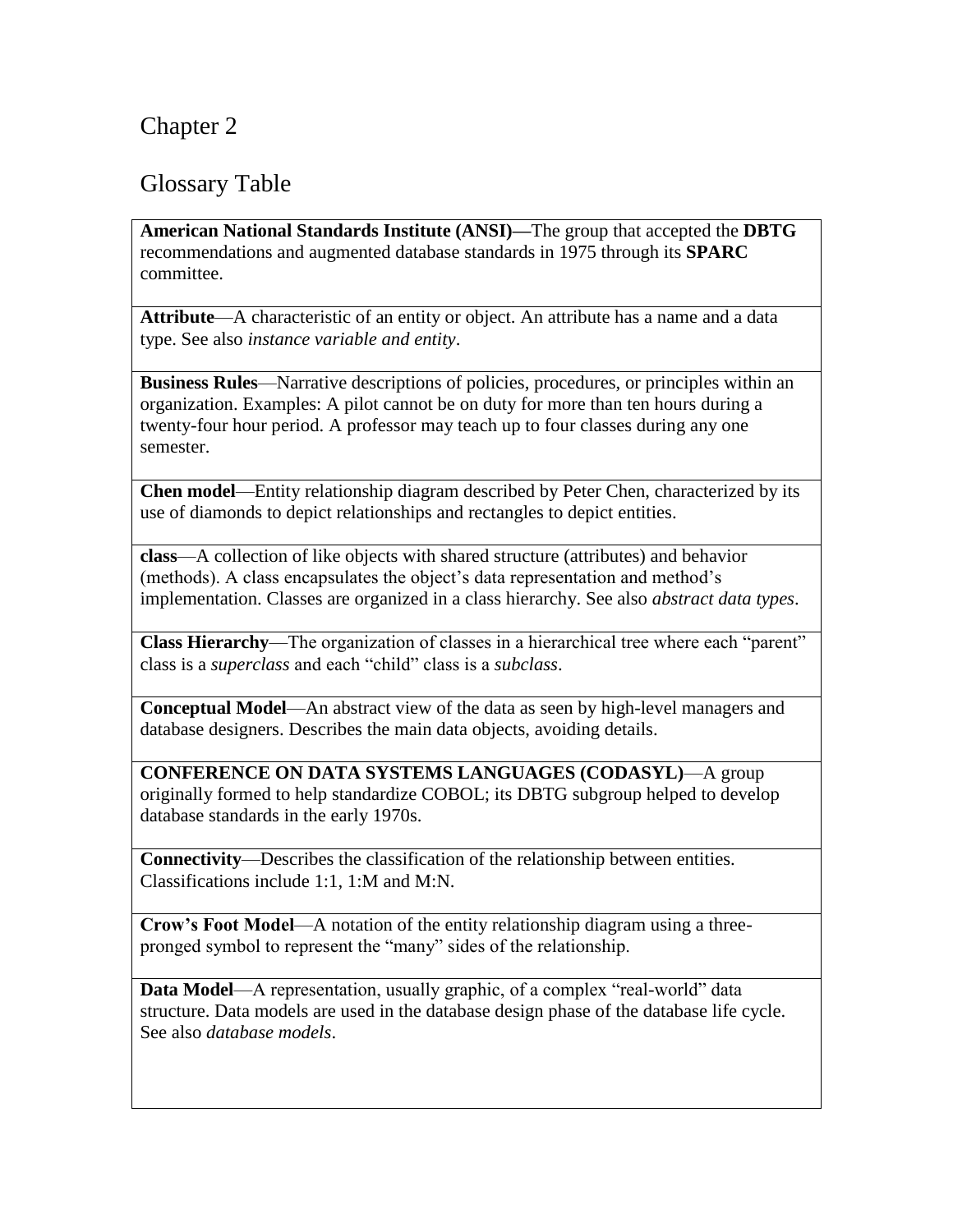# Chapter 2

## Glossary Table

**American National Standards Institute (ANSI)—**The group that accepted the **DBTG** recommendations and augmented database standards in 1975 through its **SPARC** committee.

**Attribute**—A characteristic of an entity or object. An attribute has a name and a data type. See also *instance variable and entity*.

**Business Rules**—Narrative descriptions of policies, procedures, or principles within an organization. Examples: A pilot cannot be on duty for more than ten hours during a twenty-four hour period. A professor may teach up to four classes during any one semester.

**Chen model**—Entity relationship diagram described by Peter Chen, characterized by its use of diamonds to depict relationships and rectangles to depict entities.

**class**—A collection of like objects with shared structure (attributes) and behavior (methods). A class encapsulates the object's data representation and method's implementation. Classes are organized in a class hierarchy. See also *abstract data types*.

**Class Hierarchy**—The organization of classes in a hierarchical tree where each "parent" class is a *superclass* and each "child" class is a *subclass*.

**Conceptual Model**—An abstract view of the data as seen by high-level managers and database designers. Describes the main data objects, avoiding details.

**CONFERENCE ON DATA SYSTEMS LANGUAGES (CODASYL)**—A group originally formed to help standardize COBOL; its DBTG subgroup helped to develop database standards in the early 1970s.

**Connectivity**—Describes the classification of the relationship between entities. Classifications include 1:1, 1:M and M:N.

**Crow's Foot Model**—A notation of the entity relationship diagram using a three-pronged symbol to represent the "many" sides of the relationship.

**Data Model**—A representation, usually graphic, of a complex "real-world" data structure. Data models are used in the database design phase of the database life cycle. See also *database models*.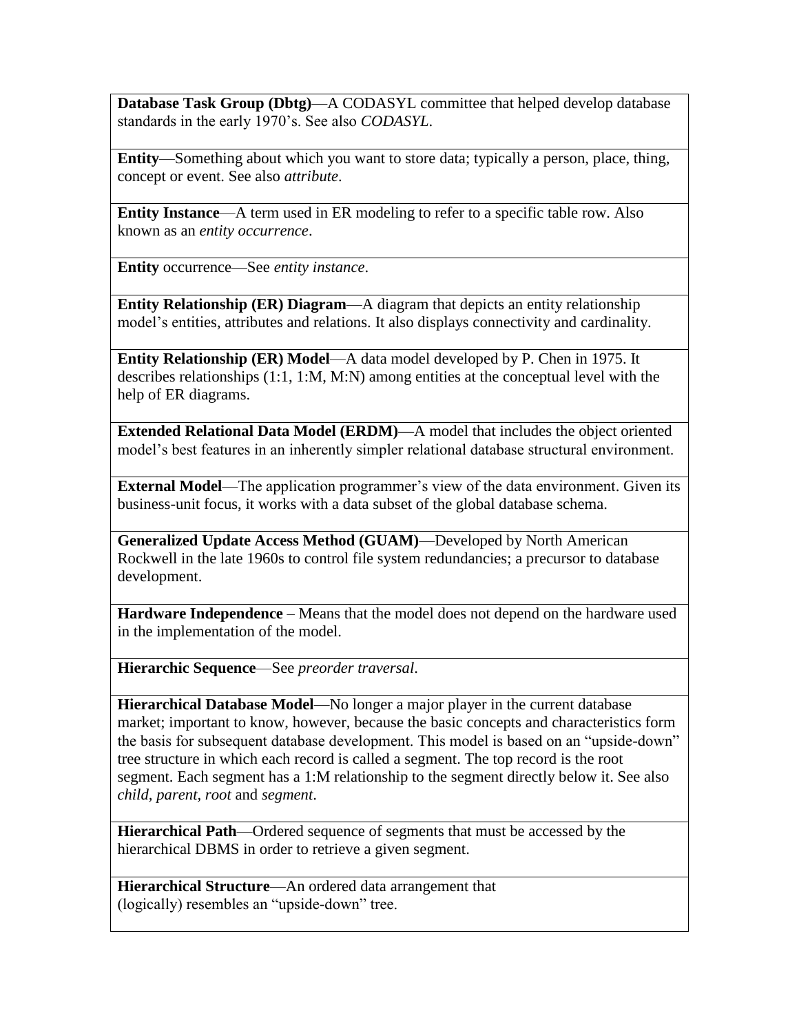| |
|---|
| **Database Task Group (Dbtg)**—A CODASYL committee that helped develop database standards in the early 1970's. See also *CODASYL*. |
| **Entity**—Something about which you want to store data; typically a person, place, thing, concept or event. See also *attribute*. |
| **Entity Instance**—A term used in ER modeling to refer to a specific table row. Also known as an *entity occurrence*. |
| **Entity** occurrence—See *entity instance*. |
| **Entity Relationship (ER) Diagram**—A diagram that depicts an entity relationship model's entities, attributes and relations. It also displays connectivity and cardinality. |
| **Entity Relationship (ER) Model**—A data model developed by P. Chen in 1975. It describes relationships (1:1, 1:M, M:N) among entities at the conceptual level with the help of ER diagrams. |
| **Extended Relational Data Model (ERDM)—**A model that includes the object oriented model's best features in an inherently simpler relational database structural environment. |
| **External Model**—The application programmer's view of the data environment. Given its business-unit focus, it works with a data subset of the global database schema. |
| **Generalized Update Access Method (GUAM)**—Developed by North American Rockwell in the late 1960s to control file system redundancies; a precursor to database development. |
| **Hardware Independence** – Means that the model does not depend on the hardware used in the implementation of the model. |
| **Hierarchic Sequence**—See *preorder traversal*. |
| **Hierarchical Database Model**—No longer a major player in the current database market; important to know, however, because the basic concepts and characteristics form the basis for subsequent database development. This model is based on an "upside-down" tree structure in which each record is called a segment. The top record is the root segment. Each segment has a 1:M relationship to the segment directly below it. See also *child, parent, root* and *segment*. |
| **Hierarchical Path**—Ordered sequence of segments that must be accessed by the hierarchical DBMS in order to retrieve a given segment. |
| **Hierarchical Structure**—An ordered data arrangement that (logically) resembles an "upside-down" tree. |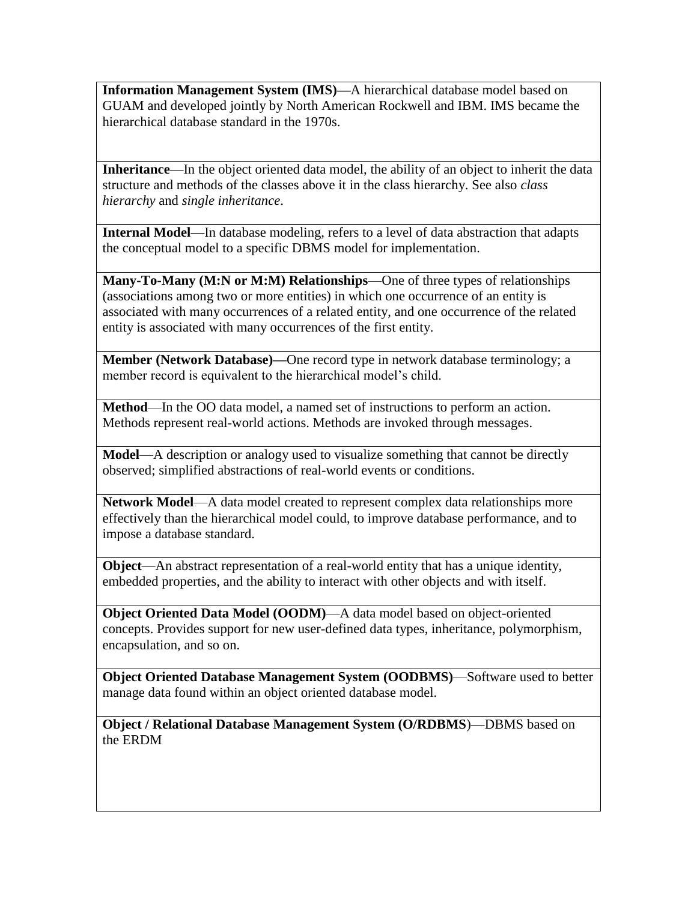**Information Management System (IMS)—**A hierarchical database model based on GUAM and developed jointly by North American Rockwell and IBM. IMS became the hierarchical database standard in the 1970s.

**Inheritance**—In the object oriented data model, the ability of an object to inherit the data structure and methods of the classes above it in the class hierarchy. See also *class hierarchy* and *single inheritance*.

**Internal Model**—In database modeling, refers to a level of data abstraction that adapts the conceptual model to a specific DBMS model for implementation.

**Many-To-Many (M:N or M:M) Relationships**—One of three types of relationships (associations among two or more entities) in which one occurrence of an entity is associated with many occurrences of a related entity, and one occurrence of the related entity is associated with many occurrences of the first entity.

**Member (Network Database)—**One record type in network database terminology; a member record is equivalent to the hierarchical model's child.

**Method**—In the OO data model, a named set of instructions to perform an action. Methods represent real-world actions. Methods are invoked through messages.

**Model**—A description or analogy used to visualize something that cannot be directly observed; simplified abstractions of real-world events or conditions.

**Network Model**—A data model created to represent complex data relationships more effectively than the hierarchical model could, to improve database performance, and to impose a database standard.

**Object**—An abstract representation of a real-world entity that has a unique identity, embedded properties, and the ability to interact with other objects and with itself.

**Object Oriented Data Model (OODM)**—A data model based on object-oriented concepts. Provides support for new user-defined data types, inheritance, polymorphism, encapsulation, and so on.

**Object Oriented Database Management System (OODBMS)**—Software used to better manage data found within an object oriented database model.

**Object / Relational Database Management System (O/RDBMS**)—DBMS based on the ERDM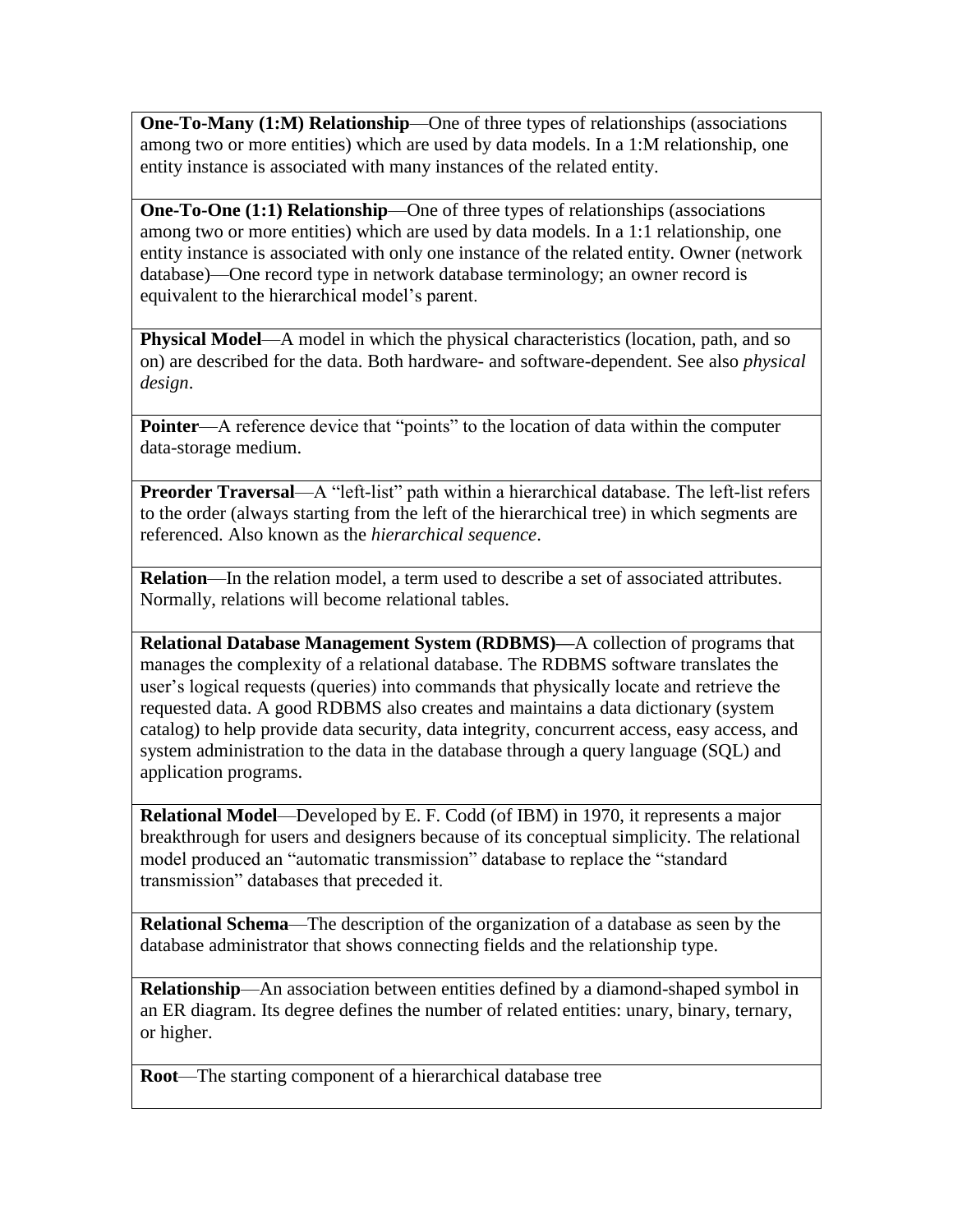**One-To-Many (1:M) Relationship**—One of three types of relationships (associations among two or more entities) which are used by data models. In a 1:M relationship, one entity instance is associated with many instances of the related entity.

**One-To-One (1:1) Relationship**—One of three types of relationships (associations among two or more entities) which are used by data models. In a 1:1 relationship, one entity instance is associated with only one instance of the related entity. Owner (network database)—One record type in network database terminology; an owner record is equivalent to the hierarchical model's parent.

**Physical Model**—A model in which the physical characteristics (location, path, and so on) are described for the data. Both hardware- and software-dependent. See also *physical design*.

**Pointer**—A reference device that "points" to the location of data within the computer data-storage medium.

**Preorder Traversal**—A "left-list" path within a hierarchical database. The left-list refers to the order (always starting from the left of the hierarchical tree) in which segments are referenced. Also known as the *hierarchical sequence*.

**Relation**—In the relation model, a term used to describe a set of associated attributes. Normally, relations will become relational tables.

**Relational Database Management System (RDBMS)—**A collection of programs that manages the complexity of a relational database. The RDBMS software translates the user's logical requests (queries) into commands that physically locate and retrieve the requested data. A good RDBMS also creates and maintains a data dictionary (system catalog) to help provide data security, data integrity, concurrent access, easy access, and system administration to the data in the database through a query language (SQL) and application programs.

**Relational Model**—Developed by E. F. Codd (of IBM) in 1970, it represents a major breakthrough for users and designers because of its conceptual simplicity. The relational model produced an "automatic transmission" database to replace the "standard transmission" databases that preceded it.

**Relational Schema**—The description of the organization of a database as seen by the database administrator that shows connecting fields and the relationship type.

**Relationship**—An association between entities defined by a diamond-shaped symbol in an ER diagram. Its degree defines the number of related entities: unary, binary, ternary, or higher.

**Root**—The starting component of a hierarchical database tree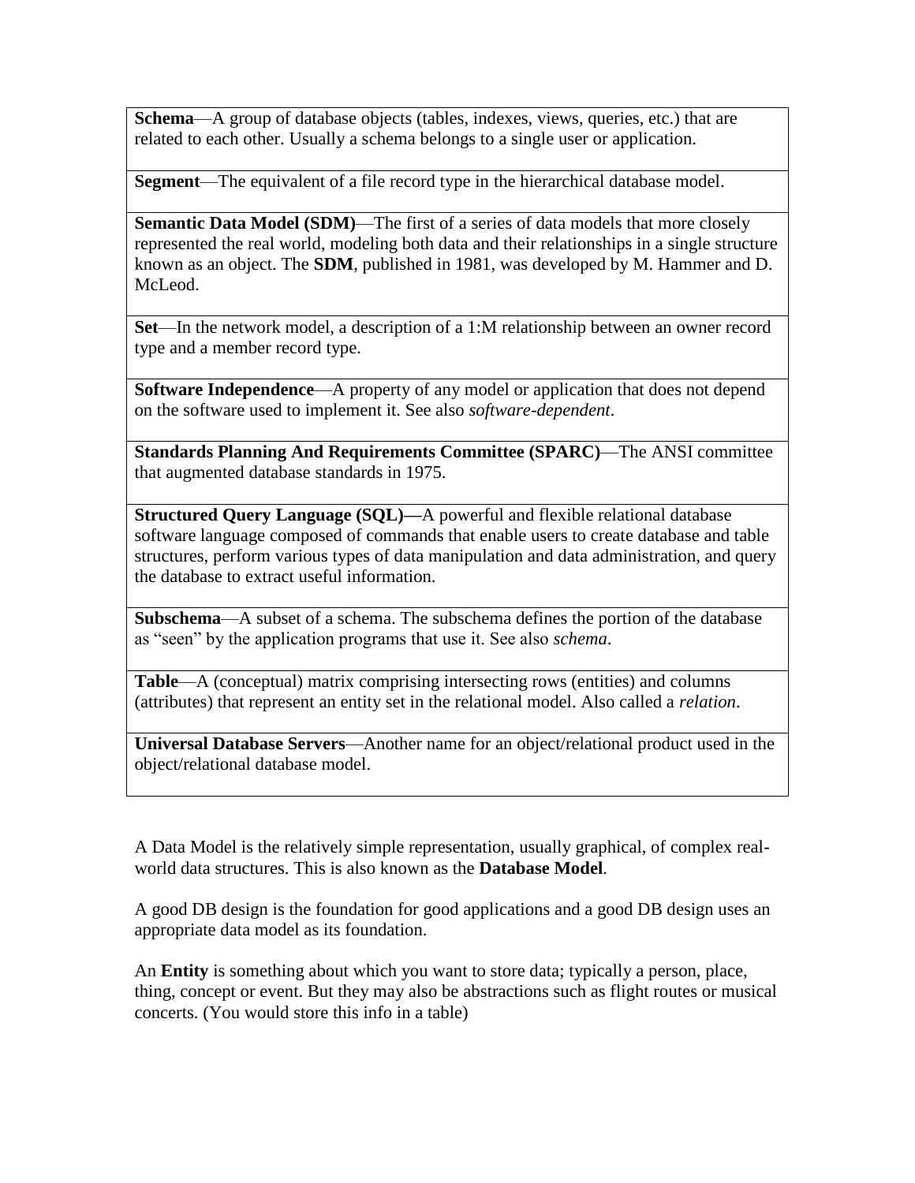| |
|---|
| **Schema**—A group of database objects (tables, indexes, views, queries, etc.) that are related to each other. Usually a schema belongs to a single user or application. |
| **Segment**—The equivalent of a file record type in the hierarchical database model. |
| **Semantic Data Model (SDM)**—The first of a series of data models that more closely represented the real world, modeling both data and their relationships in a single structure known as an object. The **SDM**, published in 1981, was developed by M. Hammer and D. McLeod. |
| **Set**—In the network model, a description of a 1:M relationship between an owner record type and a member record type. |
| **Software Independence**—A property of any model or application that does not depend on the software used to implement it. See also *software-dependent*. |
| **Standards Planning And Requirements Committee (SPARC)**—The ANSI committee that augmented database standards in 1975. |
| **Structured Query Language (SQL)—**A powerful and flexible relational database software language composed of commands that enable users to create database and table structures, perform various types of data manipulation and data administration, and query the database to extract useful information. |
| **Subschema**—A subset of a schema. The subschema defines the portion of the database as "seen" by the application programs that use it. See also *schema*. |
| **Table**—A (conceptual) matrix comprising intersecting rows (entities) and columns (attributes) that represent an entity set in the relational model. Also called a *relation*. |
| **Universal Database Servers**—Another name for an object/relational product used in the object/relational database model. |

A Data Model is the relatively simple representation, usually graphical, of complex real-world data structures. This is also known as the **Database Model**.

A good DB design is the foundation for good applications and a good DB design uses an appropriate data model as its foundation.

An **Entity** is something about which you want to store data; typically a person, place, thing, concept or event. But they may also be abstractions such as flight routes or musical concerts. (You would store this info in a table)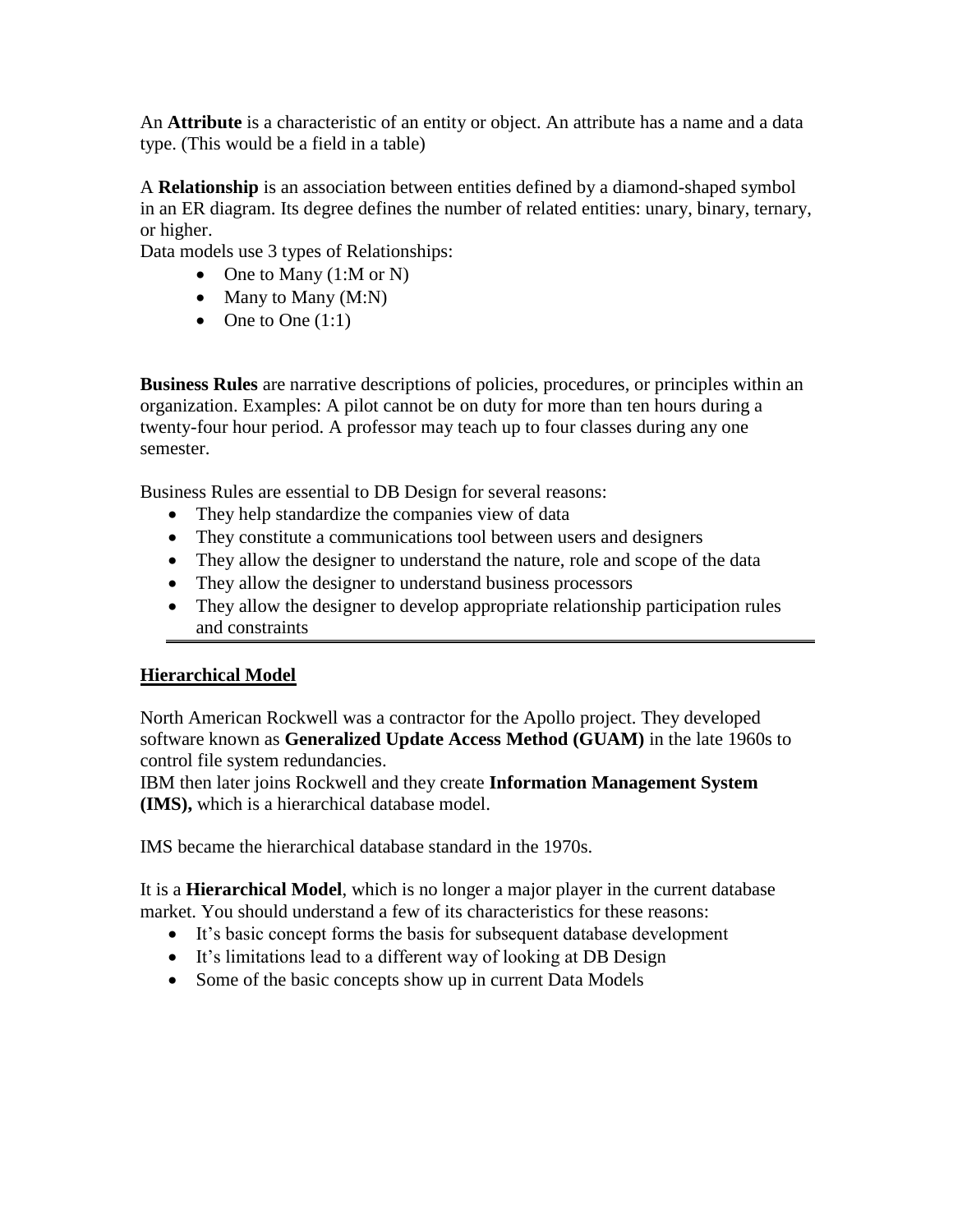An **Attribute** is a characteristic of an entity or object. An attribute has a name and a data type. (This would be a field in a table)

A **Relationship** is an association between entities defined by a diamond-shaped symbol in an ER diagram. Its degree defines the number of related entities: unary, binary, ternary, or higher.

Data models use 3 types of Relationships:

- One to Many (1:M or N)
- Many to Many (M:N)
- One to One (1:1)

**Business Rules** are narrative descriptions of policies, procedures, or principles within an organization. Examples: A pilot cannot be on duty for more than ten hours during a twenty-four hour period. A professor may teach up to four classes during any one semester.

Business Rules are essential to DB Design for several reasons:

- They help standardize the companies view of data
- They constitute a communications tool between users and designers
- They allow the designer to understand the nature, role and scope of the data
- They allow the designer to understand business processors
- They allow the designer to develop appropriate relationship participation rules and constraints

---

## Hierarchical Model

North American Rockwell was a contractor for the Apollo project. They developed software known as **Generalized Update Access Method (GUAM)** in the late 1960s to control file system redundancies.

IBM then later joins Rockwell and they create **Information Management System (IMS),** which is a hierarchical database model.

IMS became the hierarchical database standard in the 1970s.

It is a **Hierarchical Model**, which is no longer a major player in the current database market. You should understand a few of its characteristics for these reasons:

- It's basic concept forms the basis for subsequent database development
- It's limitations lead to a different way of looking at DB Design
- Some of the basic concepts show up in current Data Models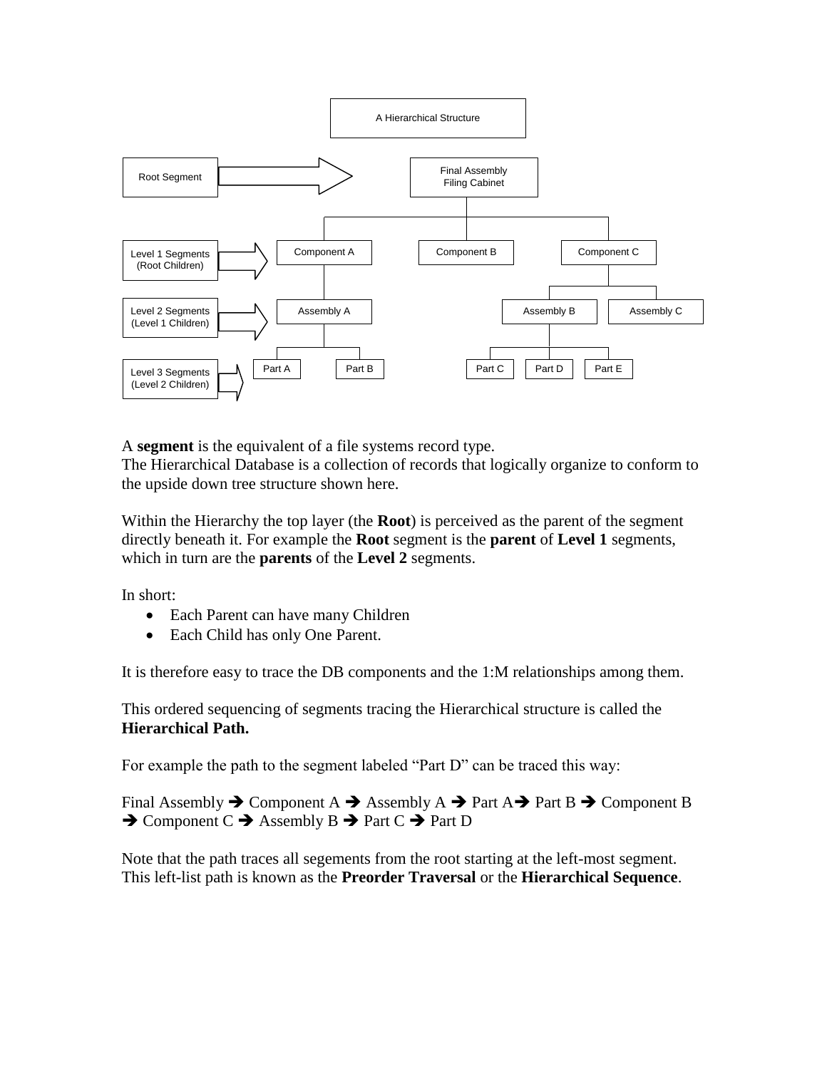A Hierarchical Structure

- Root Segment → Final Assembly Filing Cabinet
- Level 1 Segments (Root Children) → Component A, Component B, Component C
- Level 2 Segments (Level 1 Children) → Assembly A, Assembly B, Assembly C
- Level 3 Segments (Level 2 Children) → Part A, Part B, Part C, Part D, Part E

A **segment** is the equivalent of a file systems record type.
The Hierarchical Database is a collection of records that logically organize to conform to the upside down tree structure shown here.

Within the Hierarchy the top layer (the **Root**) is perceived as the parent of the segment directly beneath it. For example the **Root** segment is the **parent** of **Level 1** segments, which in turn are the **parents** of the **Level 2** segments.

In short:

- Each Parent can have many Children
- Each Child has only One Parent.

It is therefore easy to trace the DB components and the 1:M relationships among them.

This ordered sequencing of segments tracing the Hierarchical structure is called the **Hierarchical Path.**

For example the path to the segment labeled "Part D" can be traced this way:

Final Assembly ➔ Component A ➔ Assembly A ➔ Part A➔ Part B ➔ Component B ➔ Component C ➔ Assembly B ➔ Part C ➔ Part D

Note that the path traces all segements from the root starting at the left-most segment. This left-list path is known as the **Preorder Traversal** or the **Hierarchical Sequence**.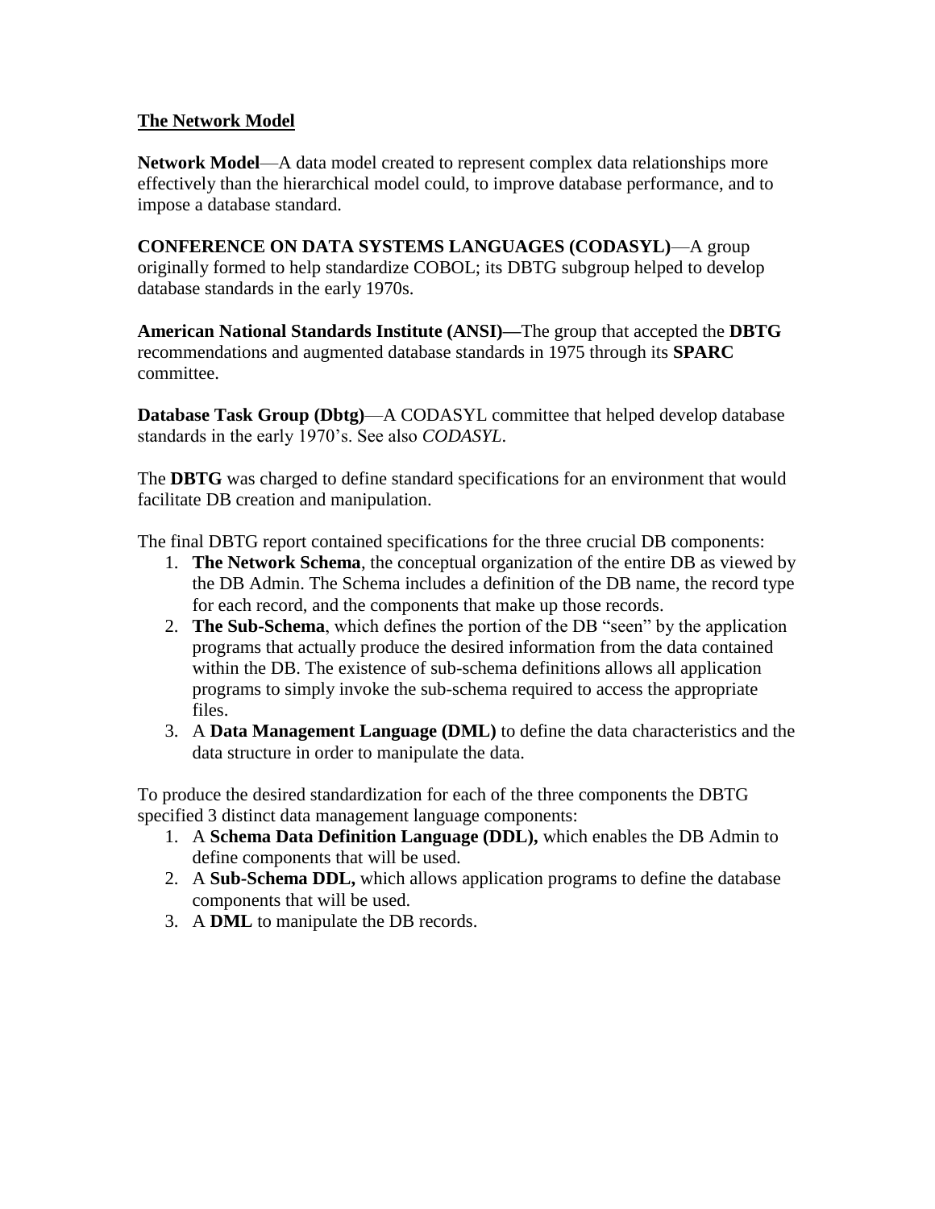## The Network Model

**Network Model**—A data model created to represent complex data relationships more effectively than the hierarchical model could, to improve database performance, and to impose a database standard.

**CONFERENCE ON DATA SYSTEMS LANGUAGES (CODASYL)**—A group originally formed to help standardize COBOL; its DBTG subgroup helped to develop database standards in the early 1970s.

**American National Standards Institute (ANSI)—**The group that accepted the **DBTG** recommendations and augmented database standards in 1975 through its **SPARC** committee.

**Database Task Group (Dbtg)**—A CODASYL committee that helped develop database standards in the early 1970's. See also *CODASYL*.

The **DBTG** was charged to define standard specifications for an environment that would facilitate DB creation and manipulation.

The final DBTG report contained specifications for the three crucial DB components:

1. **The Network Schema**, the conceptual organization of the entire DB as viewed by the DB Admin. The Schema includes a definition of the DB name, the record type for each record, and the components that make up those records.
2. **The Sub-Schema**, which defines the portion of the DB "seen" by the application programs that actually produce the desired information from the data contained within the DB. The existence of sub-schema definitions allows all application programs to simply invoke the sub-schema required to access the appropriate files.
3. A **Data Management Language (DML)** to define the data characteristics and the data structure in order to manipulate the data.

To produce the desired standardization for each of the three components the DBTG specified 3 distinct data management language components:

1. A **Schema Data Definition Language (DDL),** which enables the DB Admin to define components that will be used.
2. A **Sub-Schema DDL,** which allows application programs to define the database components that will be used.
3. A **DML** to manipulate the DB records.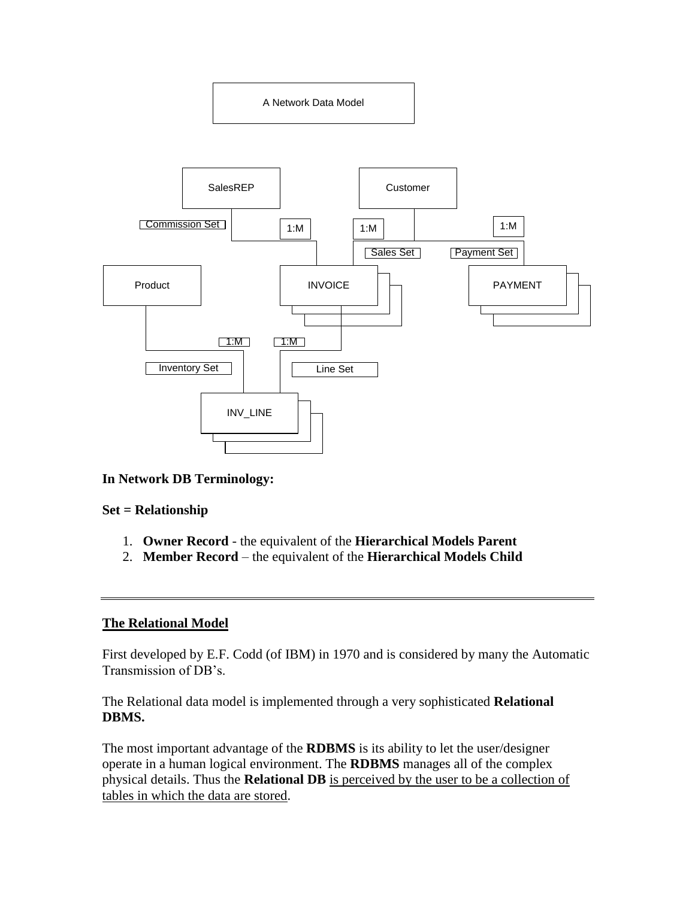A Network Data Model

SalesREP

Customer

Commission Set

1:M

1:M

1:M

Sales Set

Payment Set

Product

INVOICE

PAYMENT

1:M

1:M

Inventory Set

Line Set

INV_LINE

**In Network DB Terminology:**

**Set = Relationship**

1. **Owner Record** - the equivalent of the **Hierarchical Models Parent**
2. **Member Record** – the equivalent of the **Hierarchical Models Child**

---

## The Relational Model

First developed by E.F. Codd (of IBM) in 1970 and is considered by many the Automatic Transmission of DB's.

The Relational data model is implemented through a very sophisticated **Relational DBMS.**

The most important advantage of the **RDBMS** is its ability to let the user/designer operate in a human logical environment. The **RDBMS** manages all of the complex physical details. Thus the **Relational DB** <u>is perceived by the user to be a collection of tables in which the data are stored</u>.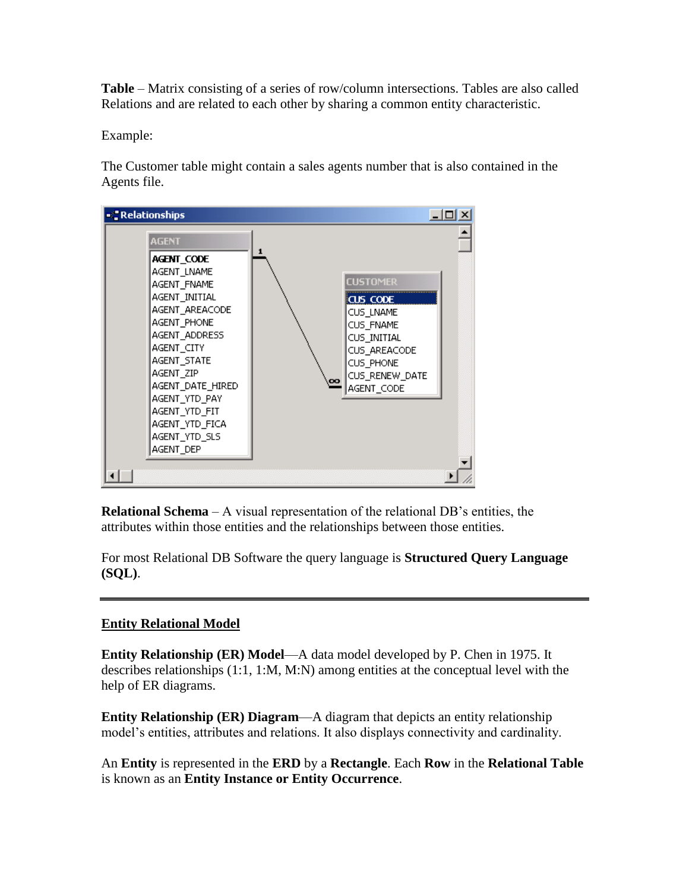**Table** – Matrix consisting of a series of row/column intersections. Tables are also called Relations and are related to each other by sharing a common entity characteristic.

Example:

The Customer table might contain a sales agents number that is also contained in the Agents file.

**Relational Schema** – A visual representation of the relational DB's entities, the attributes within those entities and the relationships between those entities.

For most Relational DB Software the query language is **Structured Query Language (SQL)**.

---

## Entity Relational Model

**Entity Relationship (ER) Model**—A data model developed by P. Chen in 1975. It describes relationships (1:1, 1:M, M:N) among entities at the conceptual level with the help of ER diagrams.

**Entity Relationship (ER) Diagram**—A diagram that depicts an entity relationship model's entities, attributes and relations. It also displays connectivity and cardinality.

An **Entity** is represented in the **ERD** by a **Rectangle**. Each **Row** in the **Relational Table** is known as an **Entity Instance or Entity Occurrence**.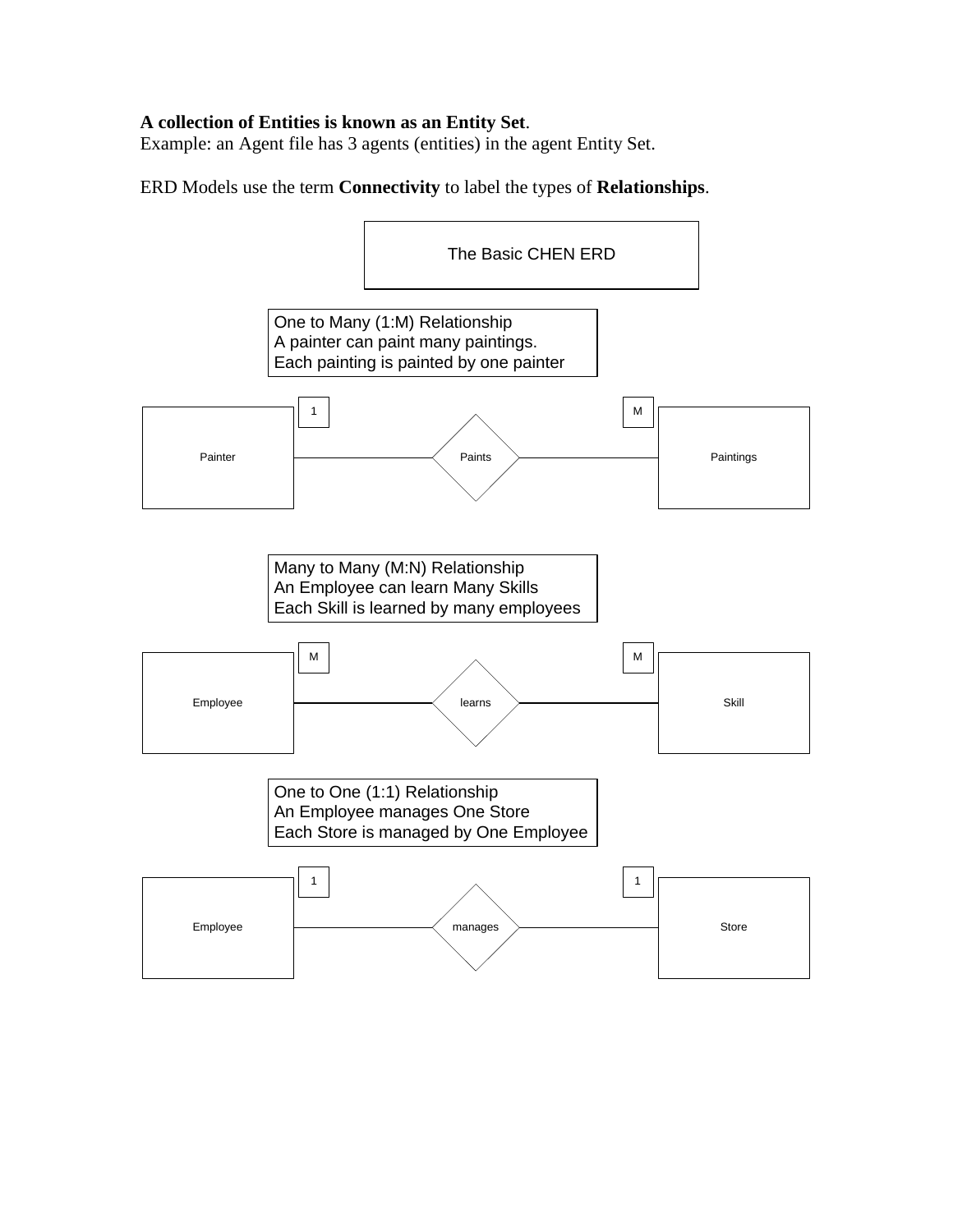**A collection of Entities is known as an Entity Set**.
Example: an Agent file has 3 agents (entities) in the agent Entity Set.

ERD Models use the term **Connectivity** to label the types of **Relationships**.

The Basic CHEN ERD

One to Many (1:M) Relationship
A painter can paint many paintings.
Each painting is painted by one painter

Painter — 1 — Paints — M — Paintings

Many to Many (M:N) Relationship
An Employee can learn Many Skills
Each Skill is learned by many employees

Employee — M — learns — M — Skill

One to One (1:1) Relationship
An Employee manages One Store
Each Store is managed by One Employee

Employee — 1 — manages — 1 — Store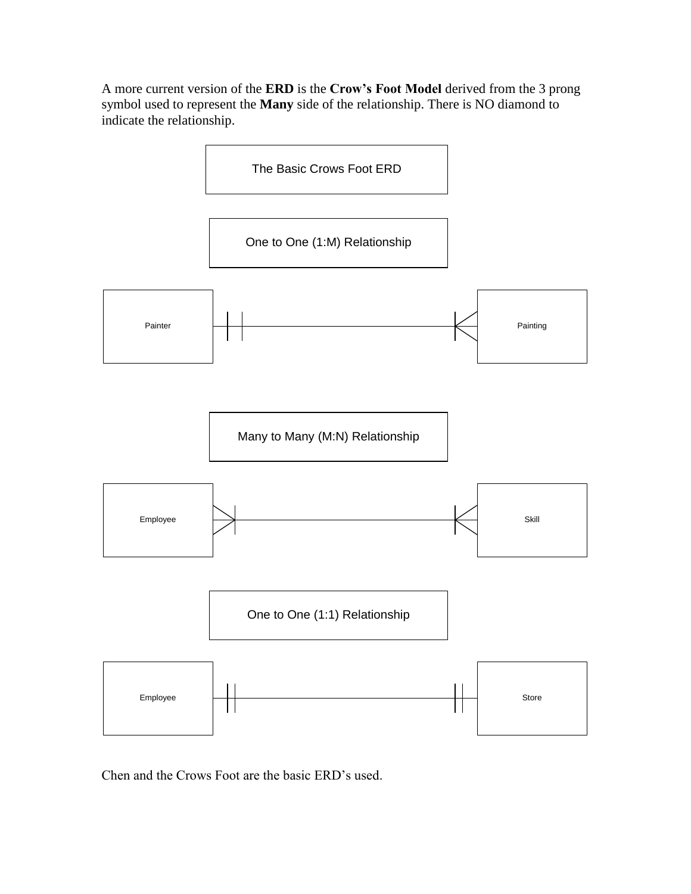A more current version of the **ERD** is the **Crow's Foot Model** derived from the 3 prong symbol used to represent the **Many** side of the relationship. There is NO diamond to indicate the relationship.

The Basic Crows Foot ERD

One to One (1:M) Relationship

Painter

Painting

Many to Many (M:N) Relationship

Employee

Skill

One to One (1:1) Relationship

Employee

Store

Chen and the Crows Foot are the basic ERD's used.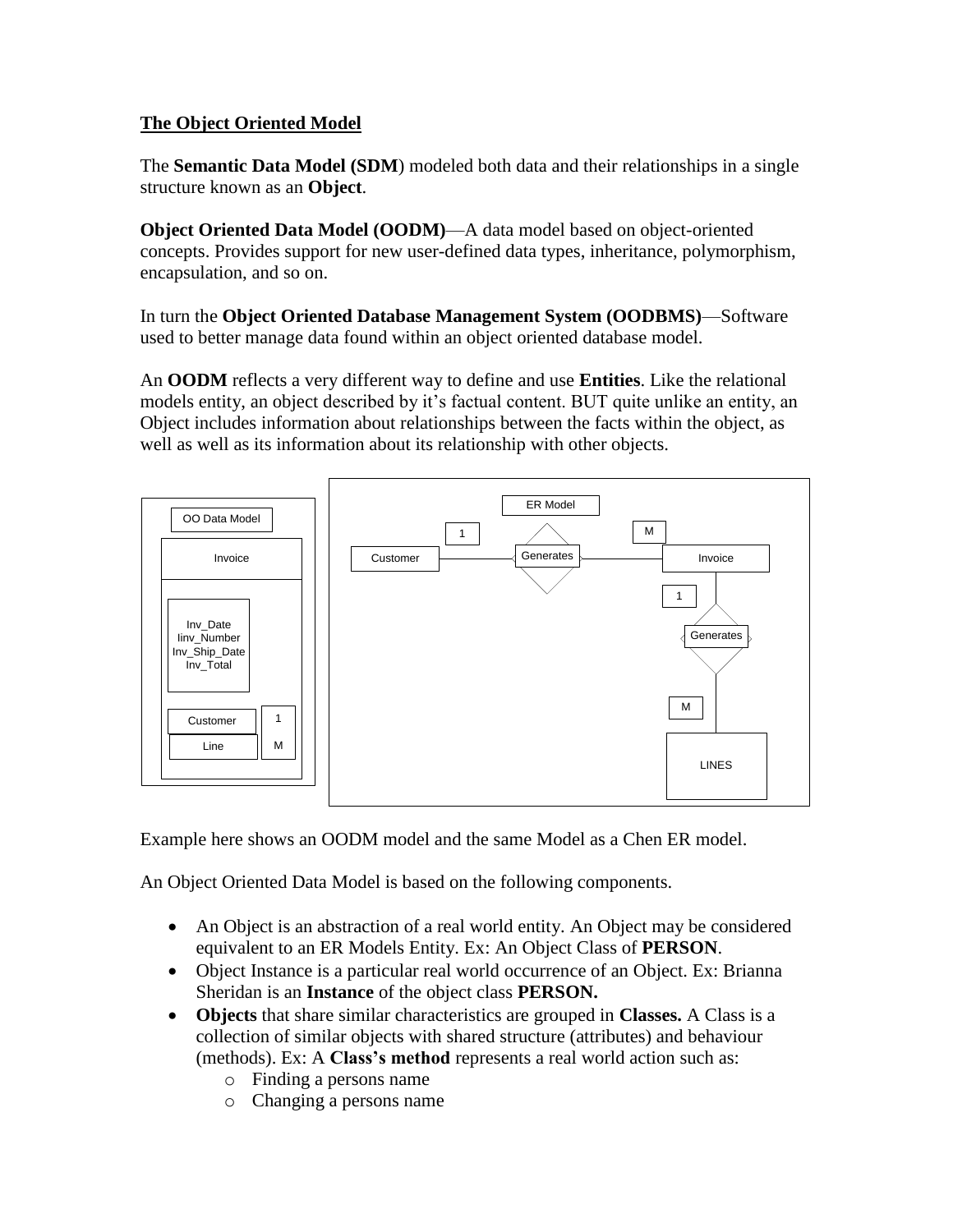## The Object Oriented Model

The **Semantic Data Model (SDM**) modeled both data and their relationships in a single structure known as an **Object**.

**Object Oriented Data Model (OODM)**—A data model based on object-oriented concepts. Provides support for new user-defined data types, inheritance, polymorphism, encapsulation, and so on.

In turn the **Object Oriented Database Management System (OODBMS)**—Software used to better manage data found within an object oriented database model.

An **OODM** reflects a very different way to define and use **Entities**. Like the relational models entity, an object described by it's factual content. BUT quite unlike an entity, an Object includes information about relationships between the facts within the object, as well as well as its information about its relationship with other objects.

OO Data Model

Invoice

Inv_Date
Iinv_Number
Inv_Ship_Date
Inv_Total

Customer 1
Line M

ER Model

Customer 1 Generates M Invoice

Invoice 1 Generates M LINES

Example here shows an OODM model and the same Model as a Chen ER model.

An Object Oriented Data Model is based on the following components.

- An Object is an abstraction of a real world entity. An Object may be considered equivalent to an ER Models Entity. Ex: An Object Class of **PERSON**.
- Object Instance is a particular real world occurrence of an Object. Ex: Brianna Sheridan is an **Instance** of the object class **PERSON.**
- **Objects** that share similar characteristics are grouped in **Classes.** A Class is a collection of similar objects with shared structure (attributes) and behaviour (methods). Ex: A **Class's method** represents a real world action such as:
  - Finding a persons name
  - Changing a persons name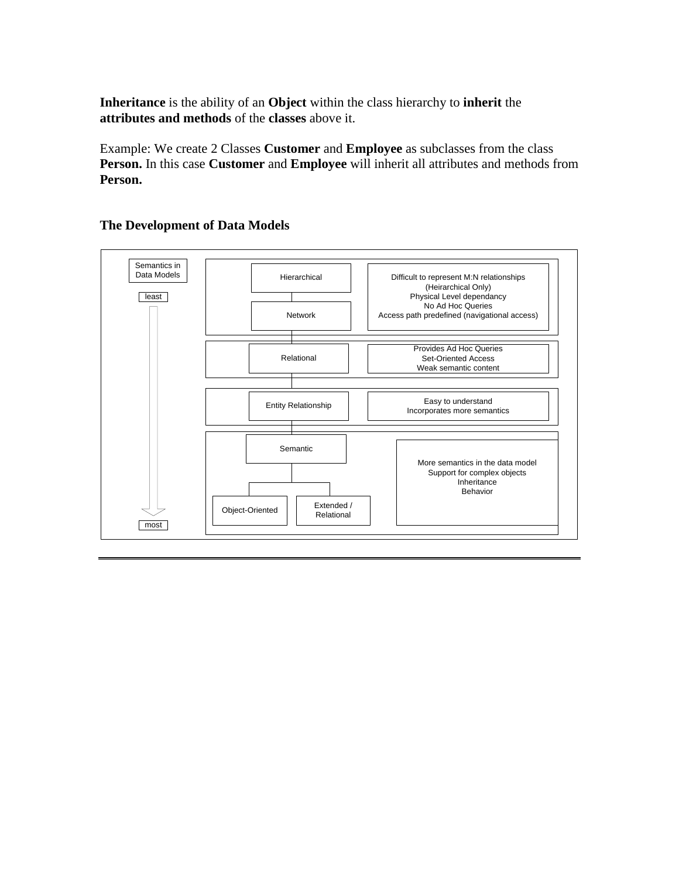**Inheritance** is the ability of an **Object** within the class hierarchy to **inherit** the **attributes and methods** of the **classes** above it.

Example: We create 2 Classes **Customer** and **Employee** as subclasses from the class **Person.** In this case **Customer** and **Employee** will inherit all attributes and methods from **Person.**

**The Development of Data Models**

Semantics in Data Models

least

| Data Model | Characteristics |
| --- | --- |
| Hierarchical<br>Network | Difficult to represent M:N relationships (Heirarchical Only)<br>Physical Level dependancy<br>No Ad Hoc Queries<br>Access path predefined (navigational access) |
| Relational | Provides Ad Hoc Queries<br>Set-Oriented Access<br>Weak semantic content |
| Entity Relationship | Easy to understand<br>Incorporates more semantics |
| Semantic<br>Object-Oriented<br>Extended / Relational | More semantics in the data model<br>Support for complex objects<br>Inheritance<br>Behavior |

most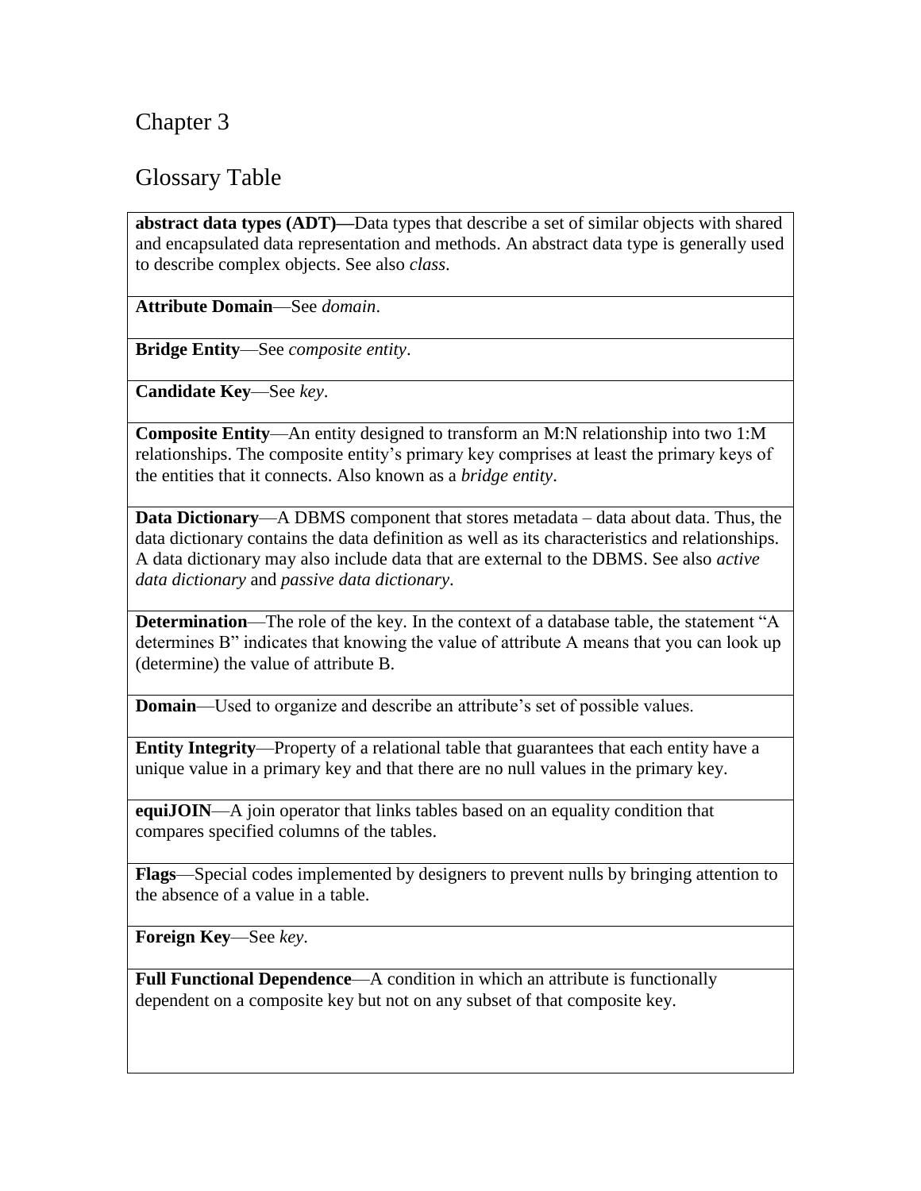# Chapter 3

## Glossary Table

| |
|---|
| **abstract data types (ADT)—**Data types that describe a set of similar objects with shared and encapsulated data representation and methods. An abstract data type is generally used to describe complex objects. See also *class*. |
| **Attribute Domain**—See *domain*. |
| **Bridge Entity**—See *composite entity*. |
| **Candidate Key**—See *key*. |
| **Composite Entity**—An entity designed to transform an M:N relationship into two 1:M relationships. The composite entity's primary key comprises at least the primary keys of the entities that it connects. Also known as a *bridge entity*. |
| **Data Dictionary**—A DBMS component that stores metadata – data about data. Thus, the data dictionary contains the data definition as well as its characteristics and relationships. A data dictionary may also include data that are external to the DBMS. See also *active data dictionary* and *passive data dictionary*. |
| **Determination**—The role of the key. In the context of a database table, the statement "A determines B" indicates that knowing the value of attribute A means that you can look up (determine) the value of attribute B. |
| **Domain**—Used to organize and describe an attribute's set of possible values. |
| **Entity Integrity**—Property of a relational table that guarantees that each entity have a unique value in a primary key and that there are no null values in the primary key. |
| **equiJOIN**—A join operator that links tables based on an equality condition that compares specified columns of the tables. |
| **Flags**—Special codes implemented by designers to prevent nulls by bringing attention to the absence of a value in a table. |
| **Foreign Key**—See *key*. |
| **Full Functional Dependence**—A condition in which an attribute is functionally dependent on a composite key but not on any subset of that composite key. |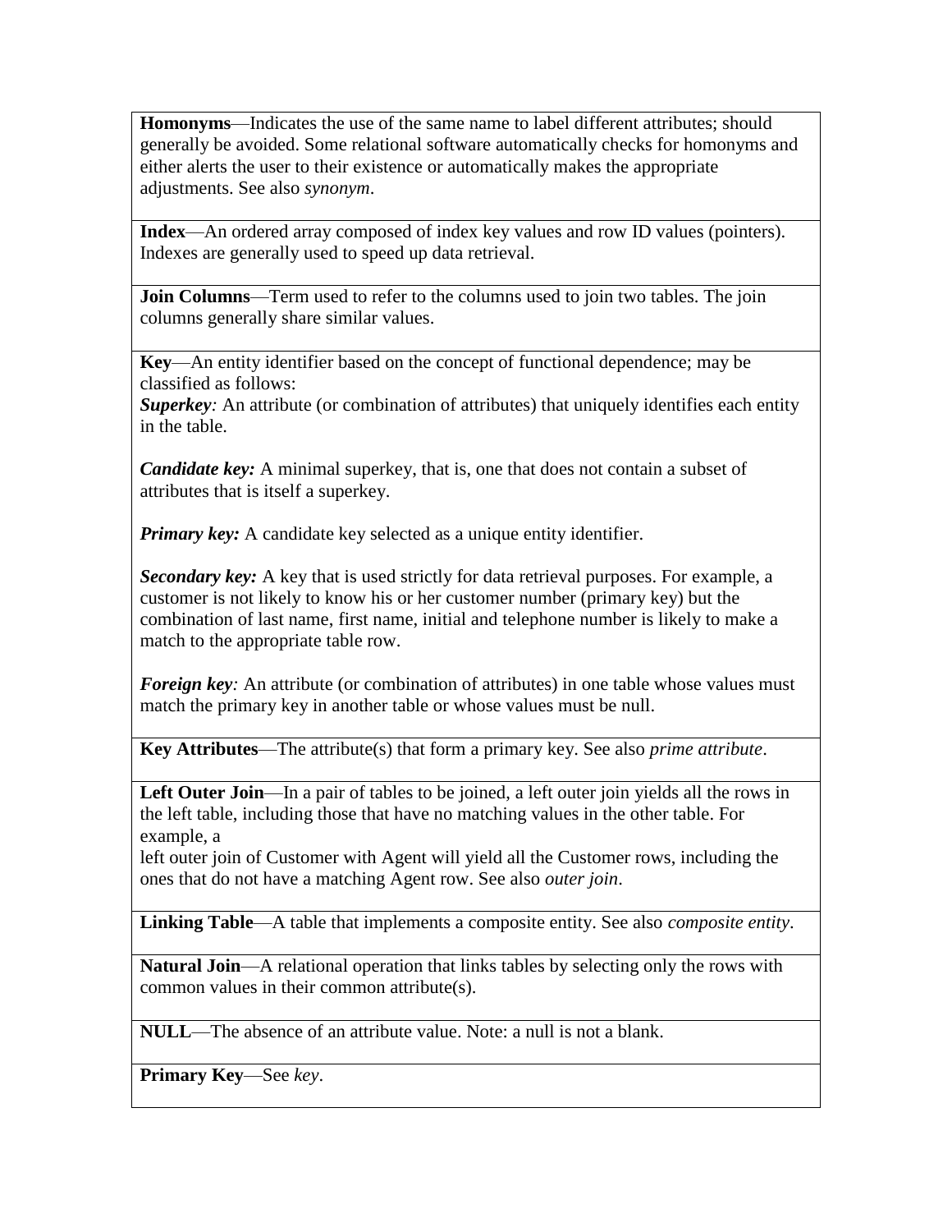**Homonyms**—Indicates the use of the same name to label different attributes; should generally be avoided. Some relational software automatically checks for homonyms and either alerts the user to their existence or automatically makes the appropriate adjustments. See also *synonym*.

**Index**—An ordered array composed of index key values and row ID values (pointers). Indexes are generally used to speed up data retrieval.

**Join Columns**—Term used to refer to the columns used to join two tables. The join columns generally share similar values.

**Key**—An entity identifier based on the concept of functional dependence; may be classified as follows:

***Superkey****:* An attribute (or combination of attributes) that uniquely identifies each entity in the table.

***Candidate key:*** A minimal superkey, that is, one that does not contain a subset of attributes that is itself a superkey.

***Primary key:*** A candidate key selected as a unique entity identifier.

***Secondary key:*** A key that is used strictly for data retrieval purposes. For example, a customer is not likely to know his or her customer number (primary key) but the combination of last name, first name, initial and telephone number is likely to make a match to the appropriate table row.

***Foreign key****:* An attribute (or combination of attributes) in one table whose values must match the primary key in another table or whose values must be null.

**Key Attributes**—The attribute(s) that form a primary key. See also *prime attribute*.

**Left Outer Join**—In a pair of tables to be joined, a left outer join yields all the rows in the left table, including those that have no matching values in the other table. For example, a left outer join of Customer with Agent will yield all the Customer rows, including the ones that do not have a matching Agent row. See also *outer join*.

**Linking Table**—A table that implements a composite entity. See also *composite entity*.

**Natural Join**—A relational operation that links tables by selecting only the rows with common values in their common attribute(s).

**NULL**—The absence of an attribute value. Note: a null is not a blank.

**Primary Key**—See *key*.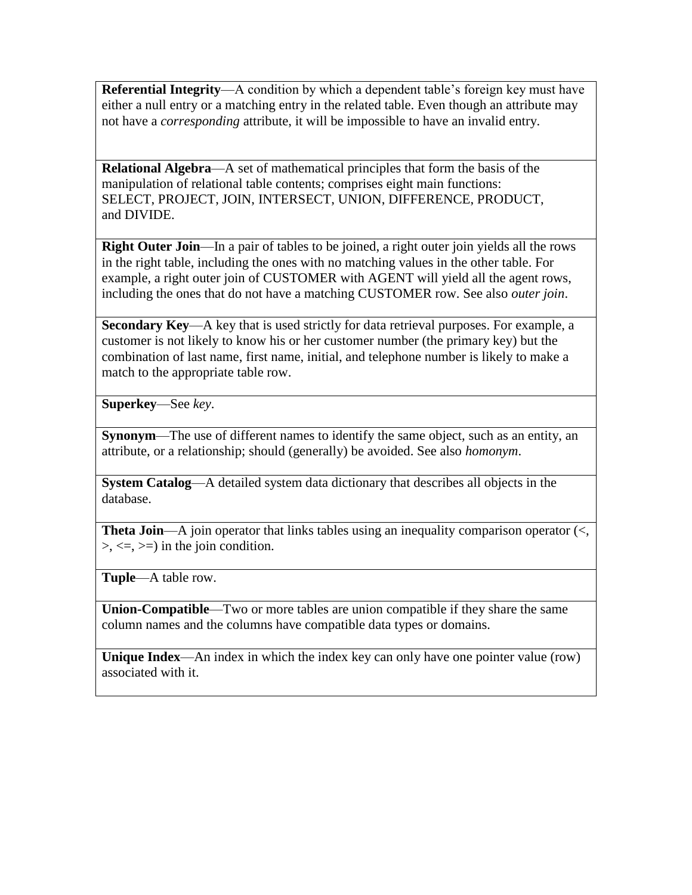**Referential Integrity**—A condition by which a dependent table's foreign key must have either a null entry or a matching entry in the related table. Even though an attribute may not have a *corresponding* attribute, it will be impossible to have an invalid entry.

**Relational Algebra**—A set of mathematical principles that form the basis of the manipulation of relational table contents; comprises eight main functions: SELECT, PROJECT, JOIN, INTERSECT, UNION, DIFFERENCE, PRODUCT, and DIVIDE.

**Right Outer Join**—In a pair of tables to be joined, a right outer join yields all the rows in the right table, including the ones with no matching values in the other table. For example, a right outer join of CUSTOMER with AGENT will yield all the agent rows, including the ones that do not have a matching CUSTOMER row. See also *outer join*.

**Secondary Key**—A key that is used strictly for data retrieval purposes. For example, a customer is not likely to know his or her customer number (the primary key) but the combination of last name, first name, initial, and telephone number is likely to make a match to the appropriate table row.

**Superkey**—See *key*.

**Synonym**—The use of different names to identify the same object, such as an entity, an attribute, or a relationship; should (generally) be avoided. See also *homonym*.

**System Catalog**—A detailed system data dictionary that describes all objects in the database.

**Theta Join**—A join operator that links tables using an inequality comparison operator (<, >, <=, >=) in the join condition.

**Tuple**—A table row.

**Union-Compatible**—Two or more tables are union compatible if they share the same column names and the columns have compatible data types or domains.

**Unique Index**—An index in which the index key can only have one pointer value (row) associated with it.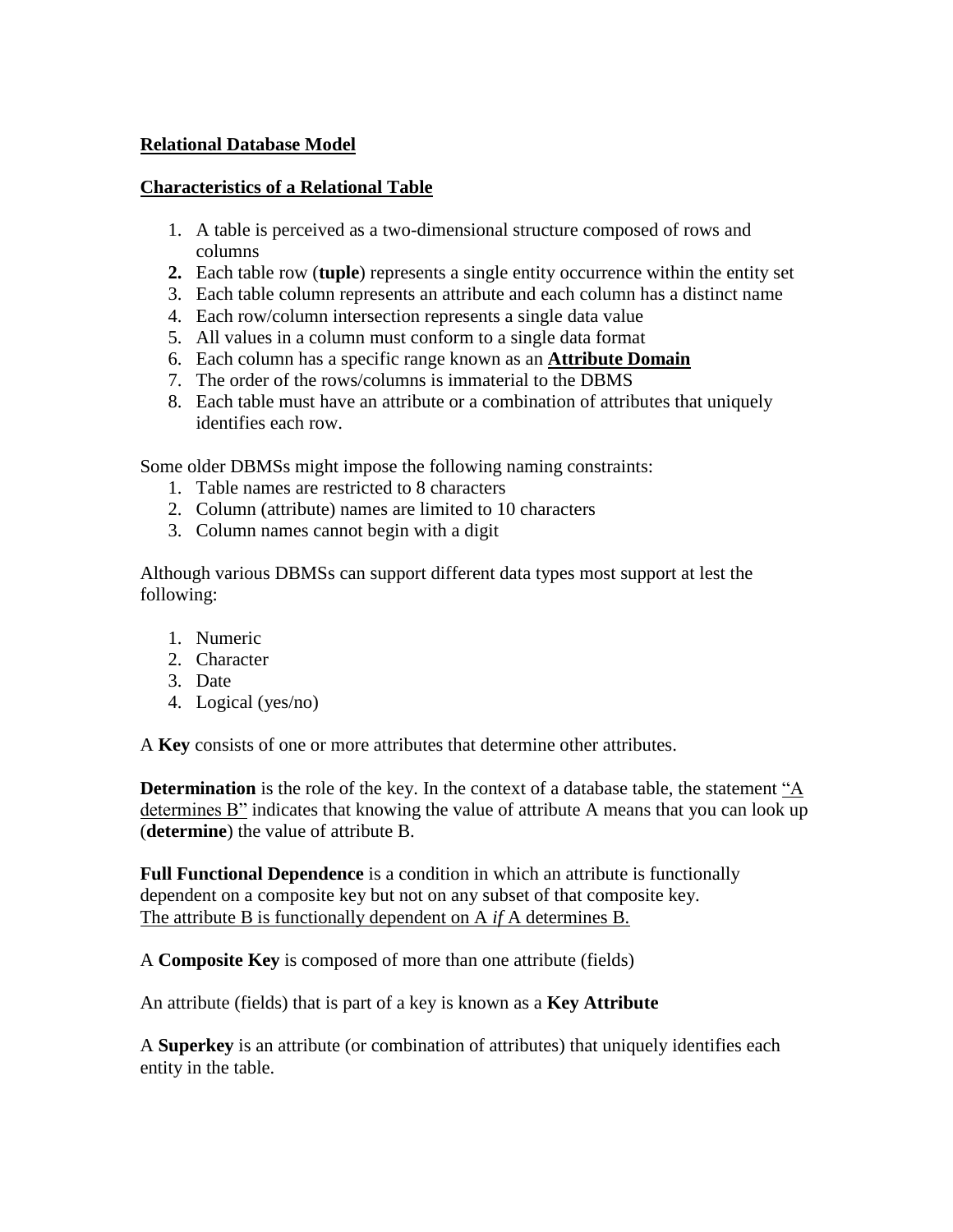**Relational Database Model**

**Characteristics of a Relational Table**

1. A table is perceived as a two-dimensional structure composed of rows and columns
2. Each table row (**tuple**) represents a single entity occurrence within the entity set
3. Each table column represents an attribute and each column has a distinct name
4. Each row/column intersection represents a single data value
5. All values in a column must conform to a single data format
6. Each column has a specific range known as an **Attribute Domain**
7. The order of the rows/columns is immaterial to the DBMS
8. Each table must have an attribute or a combination of attributes that uniquely identifies each row.

Some older DBMSs might impose the following naming constraints:

1. Table names are restricted to 8 characters
2. Column (attribute) names are limited to 10 characters
3. Column names cannot begin with a digit

Although various DBMSs can support different data types most support at lest the following:

1. Numeric
2. Character
3. Date
4. Logical (yes/no)

A **Key** consists of one or more attributes that determine other attributes.

**Determination** is the role of the key. In the context of a database table, the statement "A determines B" indicates that knowing the value of attribute A means that you can look up (**determine**) the value of attribute B.

**Full Functional Dependence** is a condition in which an attribute is functionally dependent on a composite key but not on any subset of that composite key.
The attribute B is functionally dependent on A *if* A determines B.

A **Composite Key** is composed of more than one attribute (fields)

An attribute (fields) that is part of a key is known as a **Key Attribute**

A **Superkey** is an attribute (or combination of attributes) that uniquely identifies each entity in the table.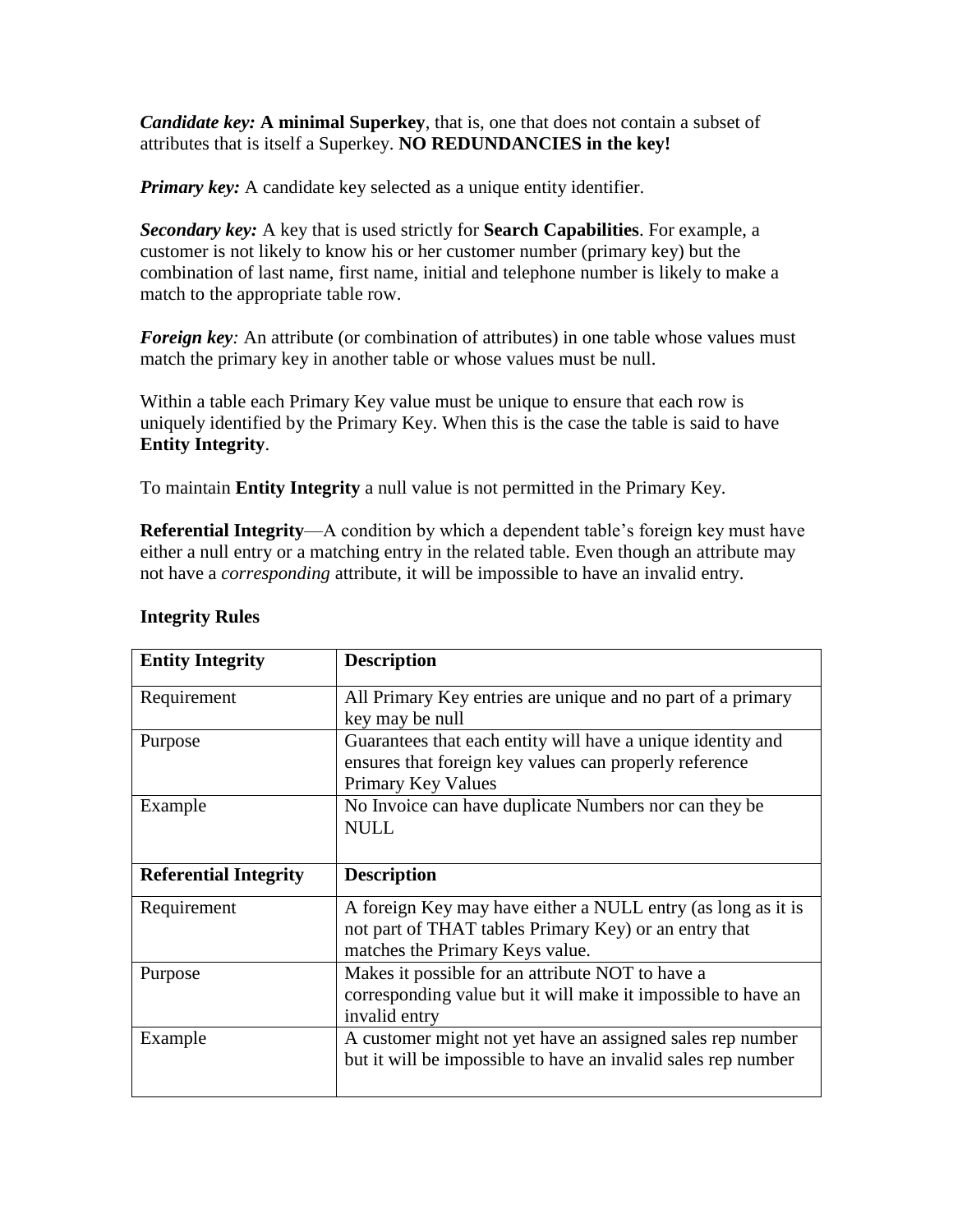***Candidate key:*** **A minimal Superkey**, that is, one that does not contain a subset of attributes that is itself a Superkey. **NO REDUNDANCIES in the key!**

***Primary key:*** A candidate key selected as a unique entity identifier.

***Secondary key:*** A key that is used strictly for **Search Capabilities**. For example, a customer is not likely to know his or her customer number (primary key) but the combination of last name, first name, initial and telephone number is likely to make a match to the appropriate table row.

***Foreign key****:* An attribute (or combination of attributes) in one table whose values must match the primary key in another table or whose values must be null.

Within a table each Primary Key value must be unique to ensure that each row is uniquely identified by the Primary Key. When this is the case the table is said to have **Entity Integrity**.

To maintain **Entity Integrity** a null value is not permitted in the Primary Key.

**Referential Integrity**—A condition by which a dependent table's foreign key must have either a null entry or a matching entry in the related table. Even though an attribute may not have a *corresponding* attribute, it will be impossible to have an invalid entry.

**Integrity Rules**

| **Entity Integrity** | **Description** |
|---|---|
| Requirement | All Primary Key entries are unique and no part of a primary key may be null |
| Purpose | Guarantees that each entity will have a unique identity and ensures that foreign key values can properly reference Primary Key Values |
| Example | No Invoice can have duplicate Numbers nor can they be NULL |
| **Referential Integrity** | **Description** |
| Requirement | A foreign Key may have either a NULL entry (as long as it is not part of THAT tables Primary Key) or an entry that matches the Primary Keys value. |
| Purpose | Makes it possible for an attribute NOT to have a corresponding value but it will make it impossible to have an invalid entry |
| Example | A customer might not yet have an assigned sales rep number but it will be impossible to have an invalid sales rep number |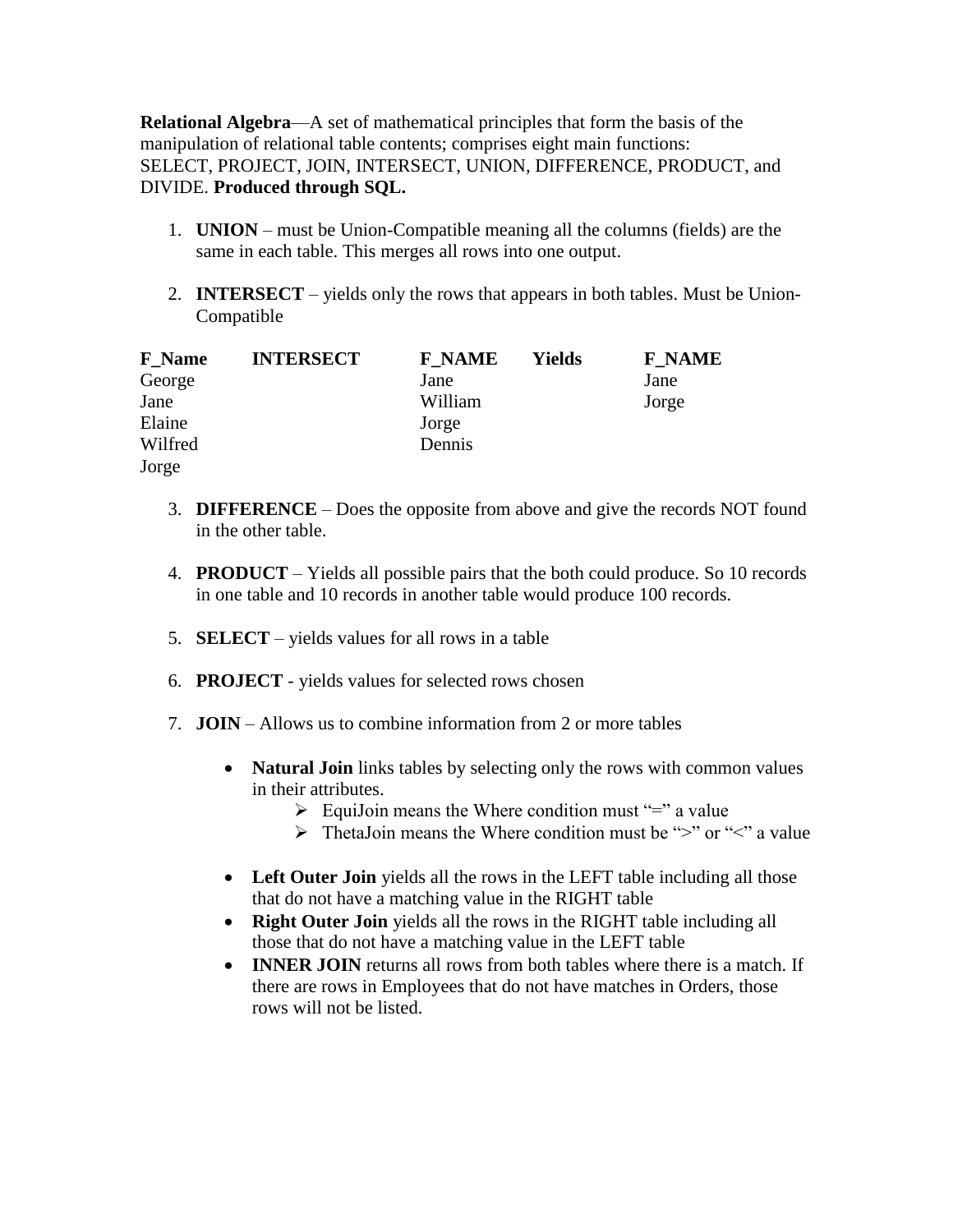**Relational Algebra**—A set of mathematical principles that form the basis of the manipulation of relational table contents; comprises eight main functions: SELECT, PROJECT, JOIN, INTERSECT, UNION, DIFFERENCE, PRODUCT, and DIVIDE. **Produced through SQL.**

1. **UNION** – must be Union-Compatible meaning all the columns (fields) are the same in each table. This merges all rows into one output.

2. **INTERSECT** – yields only the rows that appears in both tables. Must be Union-Compatible

| F_Name | INTERSECT | F_NAME | Yields | F_NAME |
|---|---|---|---|---|
| George | | Jane | | Jane |
| Jane | | William | | Jorge |
| Elaine | | Jorge | | |
| Wilfred | | Dennis | | |
| Jorge | | | | |

3. **DIFFERENCE** – Does the opposite from above and give the records NOT found in the other table.

4. **PRODUCT** – Yields all possible pairs that the both could produce. So 10 records in one table and 10 records in another table would produce 100 records.

5. **SELECT** – yields values for all rows in a table

6. **PROJECT** - yields values for selected rows chosen

7. **JOIN** – Allows us to combine information from 2 or more tables

   - **Natural Join** links tables by selecting only the rows with common values in their attributes.
     - EquiJoin means the Where condition must "=" a value
     - ThetaJoin means the Where condition must be ">" or "<" a value

   - **Left Outer Join** yields all the rows in the LEFT table including all those that do not have a matching value in the RIGHT table
   - **Right Outer Join** yields all the rows in the RIGHT table including all those that do not have a matching value in the LEFT table
   - **INNER JOIN** returns all rows from both tables where there is a match. If there are rows in Employees that do not have matches in Orders, those rows will not be listed.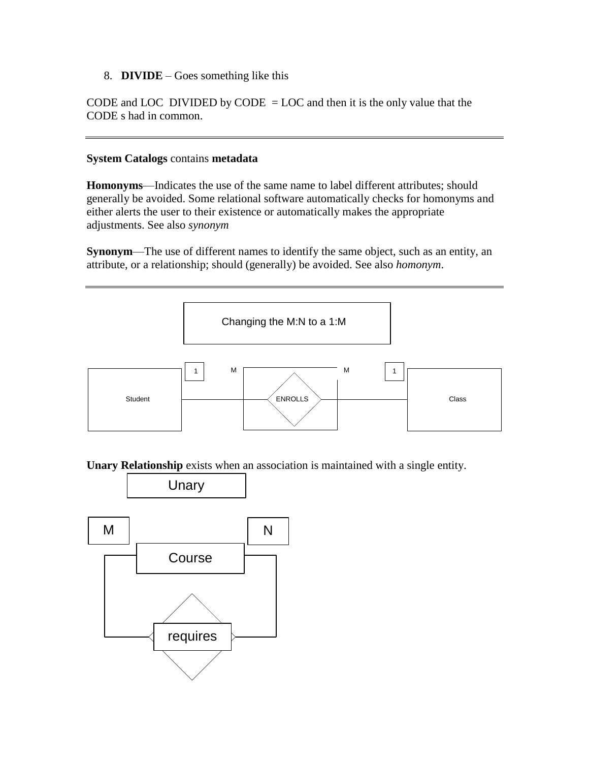8. **DIVIDE** – Goes something like this

CODE and LOC DIVIDED by CODE = LOC and then it is the only value that the CODE s had in common.

---

**System Catalogs** contains **metadata**

**Homonyms**—Indicates the use of the same name to label different attributes; should generally be avoided. Some relational software automatically checks for homonyms and either alerts the user to their existence or automatically makes the appropriate adjustments. See also *synonym*

**Synonym**—The use of different names to identify the same object, such as an entity, an attribute, or a relationship; should (generally) be avoided. See also *homonym*.

---

Changing the M:N to a 1:M

Student 1 — M ENROLLS M — 1 Class

**Unary Relationship** exists when an association is maintained with a single entity.

Unary

M Course N

requires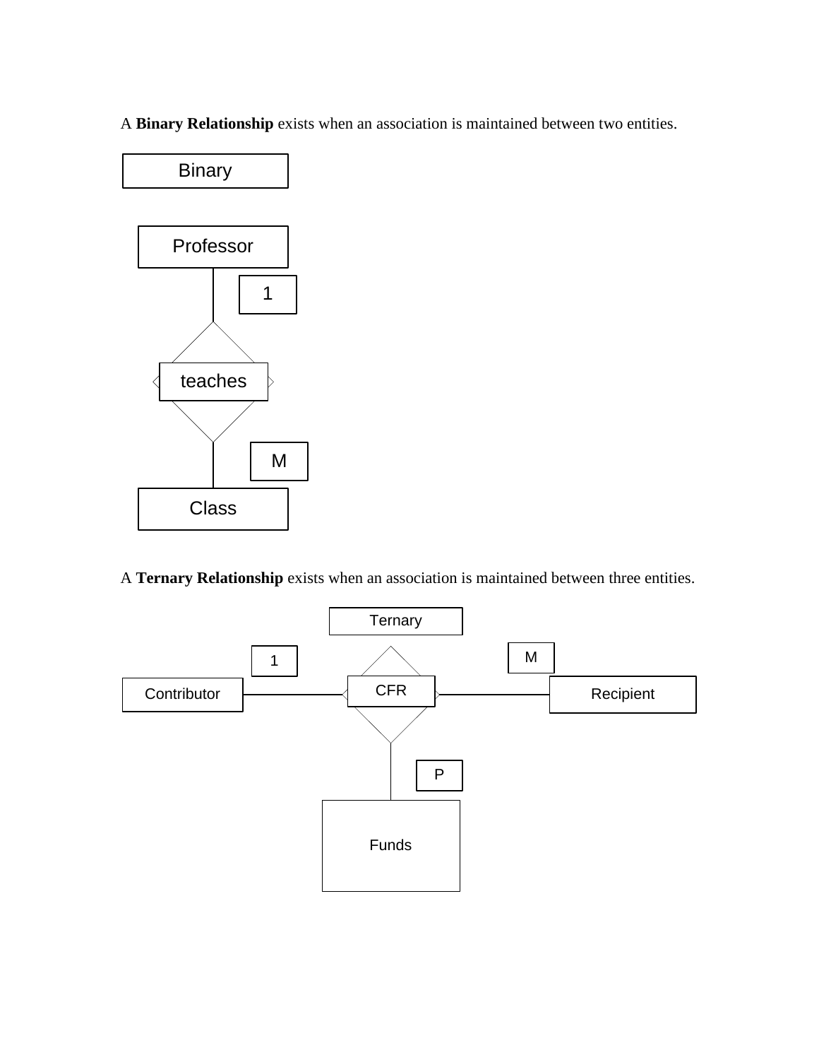A **Binary Relationship** exists when an association is maintained between two entities.

Binary

Professor

1

teaches

M

Class

A **Ternary Relationship** exists when an association is maintained between three entities.

Ternary

1

M

Contributor

CFR

Recipient

P

Funds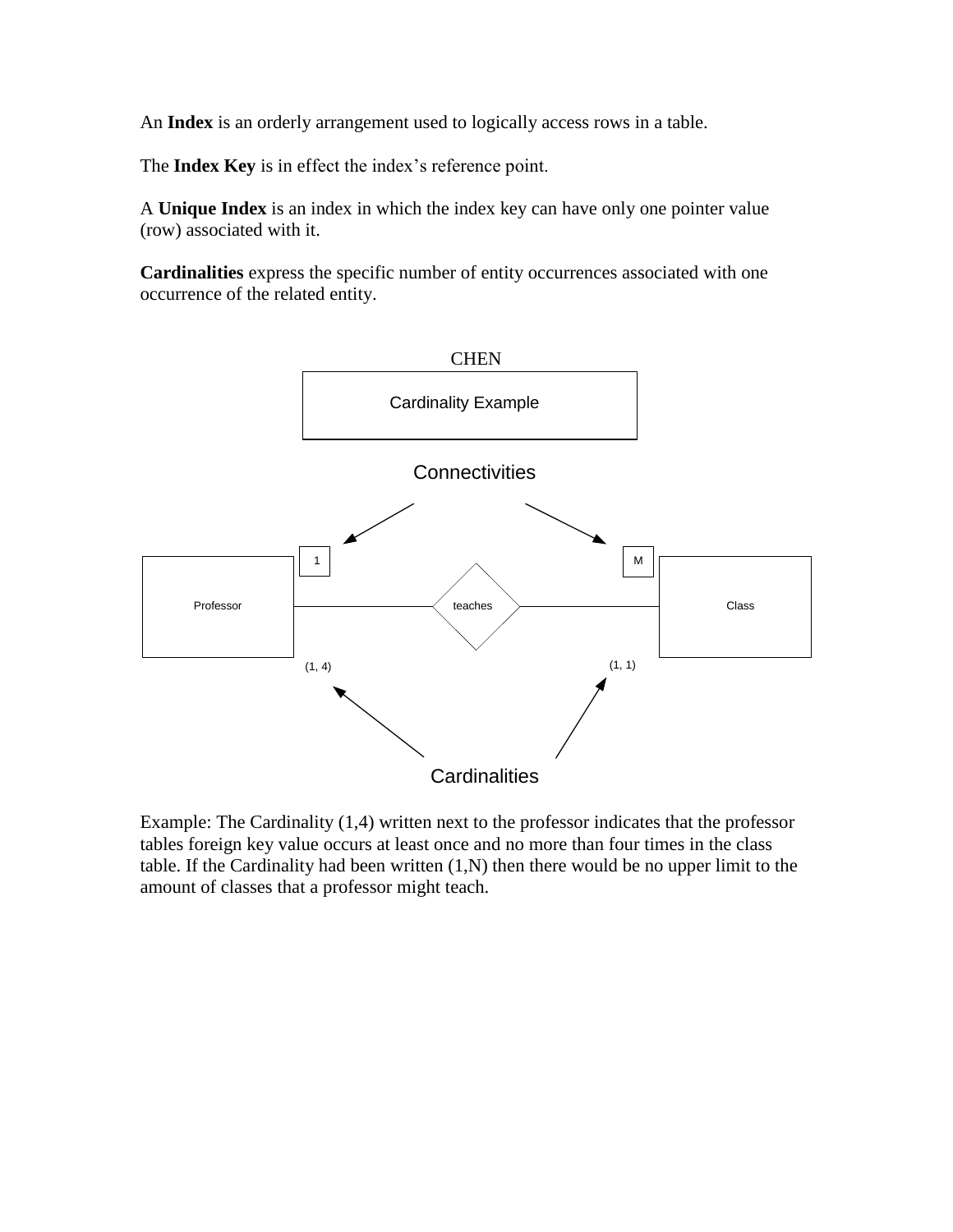An **Index** is an orderly arrangement used to logically access rows in a table.

The **Index Key** is in effect the index's reference point.

A **Unique Index** is an index in which the index key can have only one pointer value (row) associated with it.

**Cardinalities** express the specific number of entity occurrences associated with one occurrence of the related entity.

CHEN

Cardinality Example

Connectivities

1 M

Professor teaches Class

(1, 4) (1, 1)

Cardinalities

Example: The Cardinality (1,4) written next to the professor indicates that the professor tables foreign key value occurs at least once and no more than four times in the class table. If the Cardinality had been written (1,N) then there would be no upper limit to the amount of classes that a professor might teach.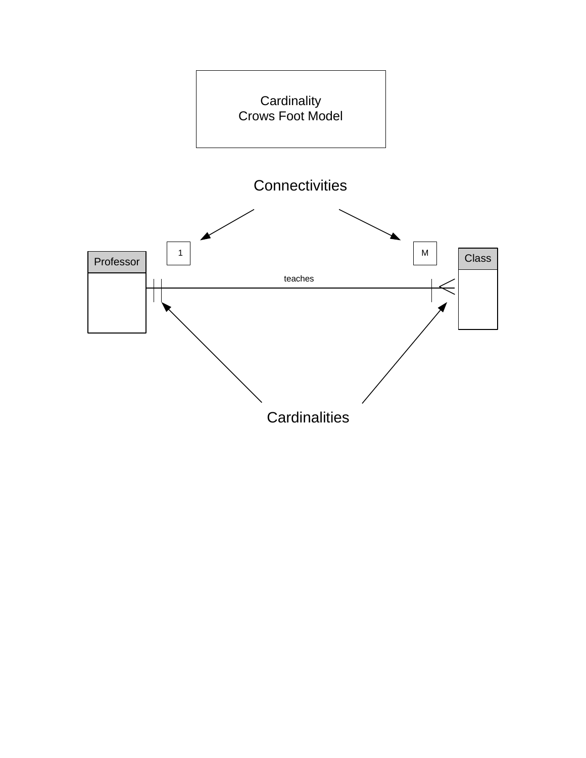Cardinality
Crows Foot Model

Connectivities

1

M

Professor

Class

teaches

Cardinalities